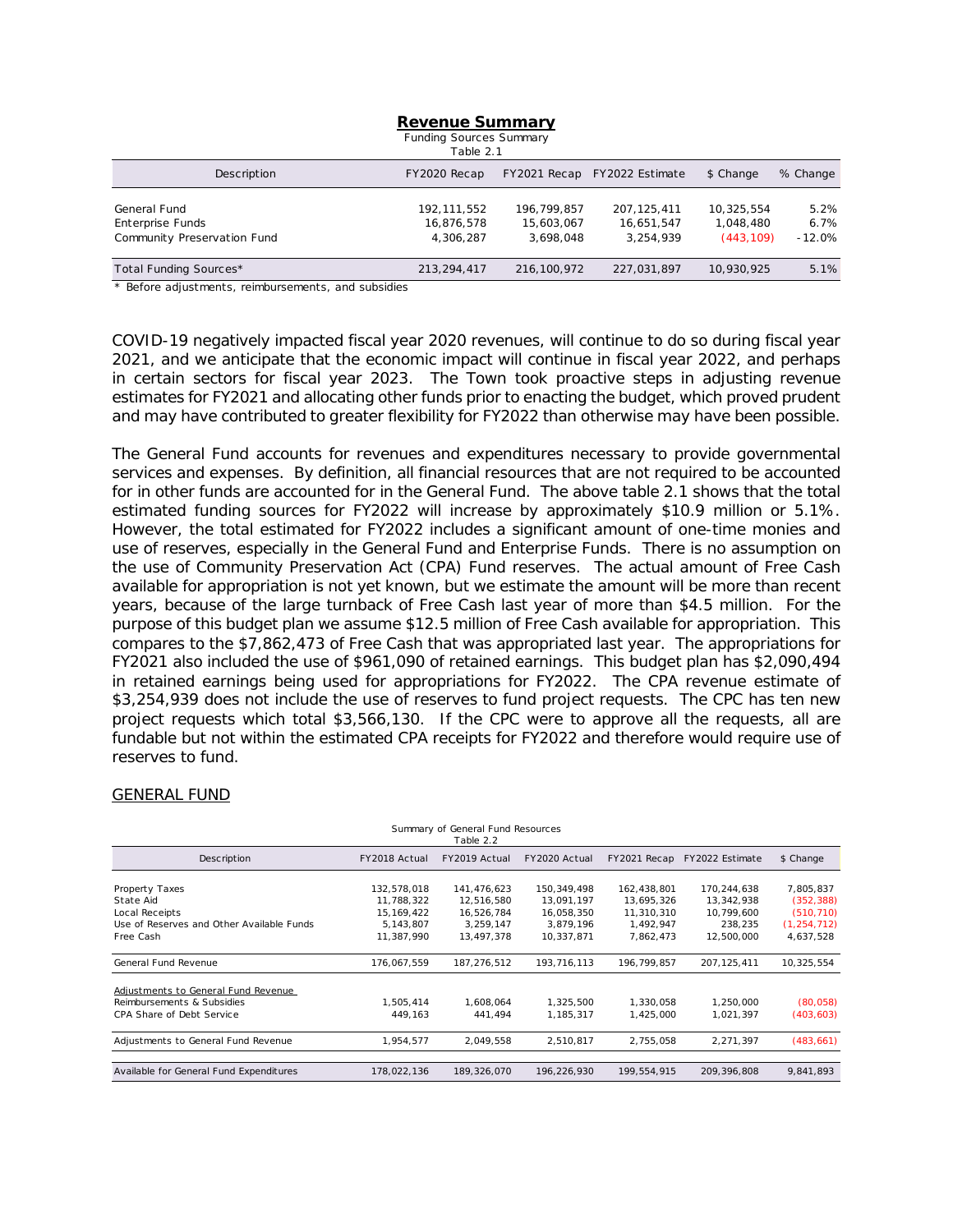## Revenue Summary

Funding Sources Summary
Table 2.1

| Description | FY2020 Recap | FY2021 Recap | FY2022 Estimate | $ Change | % Change |
|---|---|---|---|---|---|
| General Fund | 192,111,552 | 196,799,857 | 207,125,411 | 10,325,554 | 5.2% |
| Enterprise Funds | 16,876,578 | 15,603,067 | 16,651,547 | 1,048,480 | 6.7% |
| Community Preservation Fund | 4,306,287 | 3,698,048 | 3,254,939 | (443,109) | -12.0% |
| Total Funding Sources* | 213,294,417 | 216,100,972 | 227,031,897 | 10,930,925 | 5.1% |

* Before adjustments, reimbursements, and subsidies

COVID-19 negatively impacted fiscal year 2020 revenues, will continue to do so during fiscal year 2021, and we anticipate that the economic impact will continue in fiscal year 2022, and perhaps in certain sectors for fiscal year 2023. The Town took proactive steps in adjusting revenue estimates for FY2021 and allocating other funds prior to enacting the budget, which proved prudent and may have contributed to greater flexibility for FY2022 than otherwise may have been possible.

The General Fund accounts for revenues and expenditures necessary to provide governmental services and expenses. By definition, all financial resources that are not required to be accounted for in other funds are accounted for in the General Fund. The above table 2.1 shows that the total estimated funding sources for FY2022 will increase by approximately $10.9 million or 5.1%. However, the total estimated for FY2022 includes a significant amount of one-time monies and use of reserves, especially in the General Fund and Enterprise Funds. There is no assumption on the use of Community Preservation Act (CPA) Fund reserves. The actual amount of Free Cash available for appropriation is not yet known, but we estimate the amount will be more than recent years, because of the large turnback of Free Cash last year of more than $4.5 million. For the purpose of this budget plan we assume $12.5 million of Free Cash available for appropriation. This compares to the $7,862,473 of Free Cash that was appropriated last year. The appropriations for FY2021 also included the use of $961,090 of retained earnings. This budget plan has $2,090,494 in retained earnings being used for appropriations for FY2022. The CPA revenue estimate of $3,254,939 does not include the use of reserves to fund project requests. The CPC has ten new project requests which total $3,566,130. If the CPC were to approve all the requests, all are fundable but not within the estimated CPA receipts for FY2022 and therefore would require use of reserves to fund.

## GENERAL FUND

Summary of General Fund Resources
Table 2.2

| Description | FY2018 Actual | FY2019 Actual | FY2020 Actual | FY2021 Recap | FY2022 Estimate | $ Change |
|---|---|---|---|---|---|---|
| Property Taxes | 132,578,018 | 141,476,623 | 150,349,498 | 162,438,801 | 170,244,638 | 7,805,837 |
| State Aid | 11,788,322 | 12,516,580 | 13,091,197 | 13,695,326 | 13,342,938 | (352,388) |
| Local Receipts | 15,169,422 | 16,526,784 | 16,058,350 | 11,310,310 | 10,799,600 | (510,710) |
| Use of Reserves and Other Available Funds | 5,143,807 | 3,259,147 | 3,879,196 | 1,492,947 | 238,235 | (1,254,712) |
| Free Cash | 11,387,990 | 13,497,378 | 10,337,871 | 7,862,473 | 12,500,000 | 4,637,528 |
| General Fund Revenue | 176,067,559 | 187,276,512 | 193,716,113 | 196,799,857 | 207,125,411 | 10,325,554 |
| Adjustments to General Fund Revenue | | | | | | |
| Reimbursements & Subsidies | 1,505,414 | 1,608,064 | 1,325,500 | 1,330,058 | 1,250,000 | (80,058) |
| CPA Share of Debt Service | 449,163 | 441,494 | 1,185,317 | 1,425,000 | 1,021,397 | (403,603) |
| Adjustments to General Fund Revenue | 1,954,577 | 2,049,558 | 2,510,817 | 2,755,058 | 2,271,397 | (483,661) |
| Available for General Fund Expenditures | 178,022,136 | 189,326,070 | 196,226,930 | 199,554,915 | 209,396,808 | 9,841,893 |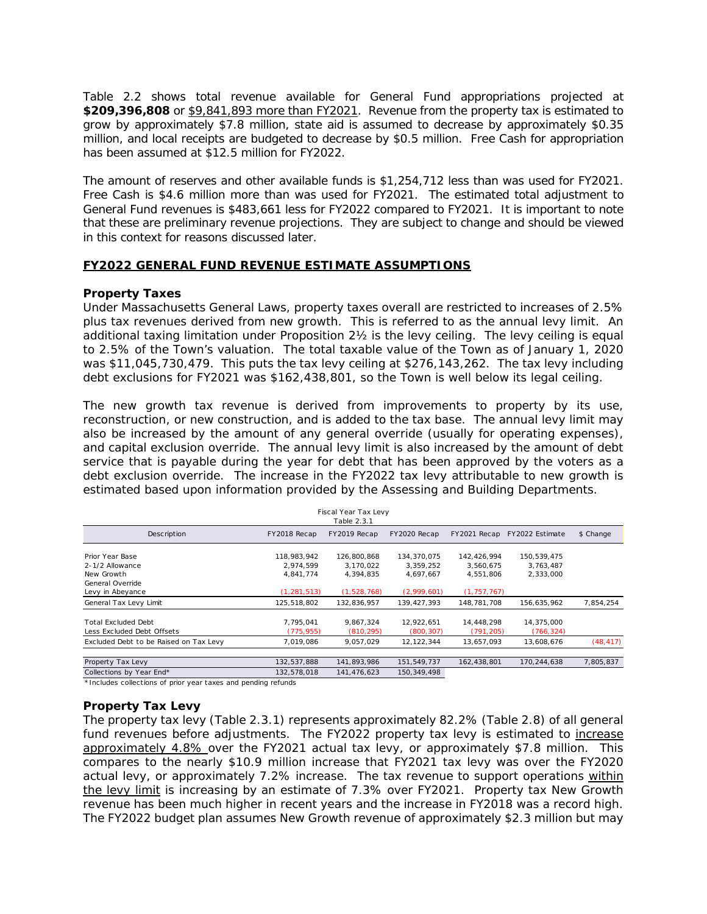Table 2.2 shows total revenue available for General Fund appropriations projected at **$209,396,808** or $9,841,893 more than FY2021. Revenue from the property tax is estimated to grow by approximately $7.8 million, state aid is assumed to decrease by approximately $0.35 million, and local receipts are budgeted to decrease by $0.5 million. Free Cash for appropriation has been assumed at $12.5 million for FY2022.

The amount of reserves and other available funds is $1,254,712 less than was used for FY2021. Free Cash is $4.6 million more than was used for FY2021. The estimated total adjustment to General Fund revenues is $483,661 less for FY2022 compared to FY2021. It is important to note that these are preliminary revenue projections. They are subject to change and should be viewed in this context for reasons discussed later.

## FY2022 GENERAL FUND REVENUE ESTIMATE ASSUMPTIONS

### Property Taxes

Under Massachusetts General Laws, property taxes overall are restricted to increases of 2.5% plus tax revenues derived from new growth. This is referred to as the annual levy limit. An additional taxing limitation under Proposition 2½ is the levy ceiling. The levy ceiling is equal to 2.5% of the Town's valuation. The total taxable value of the Town as of January 1, 2020 was $11,045,730,479. This puts the tax levy ceiling at $276,143,262. The tax levy including debt exclusions for FY2021 was $162,438,801, so the Town is well below its legal ceiling.

The new growth tax revenue is derived from improvements to property by its use, reconstruction, or new construction, and is added to the tax base. The annual levy limit may also be increased by the amount of any general override (usually for operating expenses), and capital exclusion override. The annual levy limit is also increased by the amount of debt service that is payable during the year for debt that has been approved by the voters as a debt exclusion override. The increase in the FY2022 tax levy attributable to new growth is estimated based upon information provided by the Assessing and Building Departments.

Fiscal Year Tax Levy
Table 2.3.1

| Description | FY2018 Recap | FY2019 Recap | FY2020 Recap | FY2021 Recap | FY2022 Estimate | $ Change |
|---|---|---|---|---|---|---|
| Prior Year Base | 118,983,942 | 126,800,868 | 134,370,075 | 142,426,994 | 150,539,475 | |
| 2-1/2 Allowance | 2,974,599 | 3,170,022 | 3,359,252 | 3,560,675 | 3,763,487 | |
| New Growth | 4,841,774 | 4,394,835 | 4,697,667 | 4,551,806 | 2,333,000 | |
| General Override | | | | | | |
| Levy in Abeyance | (1,281,513) | (1,528,768) | (2,999,601) | (1,757,767) | | |
| General Tax Levy Limit | 125,518,802 | 132,836,957 | 139,427,393 | 148,781,708 | 156,635,962 | 7,854,254 |
| Total Excluded Debt | 7,795,041 | 9,867,324 | 12,922,651 | 14,448,298 | 14,375,000 | |
| Less Excluded Debt Offsets | (775,955) | (810,295) | (800,307) | (791,205) | (766,324) | |
| Excluded Debt to be Raised on Tax Levy | 7,019,086 | 9,057,029 | 12,122,344 | 13,657,093 | 13,608,676 | (48,417) |
| Property Tax Levy | 132,537,888 | 141,893,986 | 151,549,737 | 162,438,801 | 170,244,638 | 7,805,837 |
| Collections by Year End* | 132,578,018 | 141,476,623 | 150,349,498 | | | |

*Includes collections of prior year taxes and pending refunds

### Property Tax Levy

The property tax levy (Table 2.3.1) represents approximately 82.2% (Table 2.8) of all general fund revenues before adjustments. The FY2022 property tax levy is estimated to increase approximately 4.8% over the FY2021 actual tax levy, or approximately $7.8 million. This compares to the nearly $10.9 million increase that FY2021 tax levy was over the FY2020 actual levy, or approximately 7.2% increase. The tax revenue to support operations within the levy limit is increasing by an estimate of 7.3% over FY2021. Property tax New Growth revenue has been much higher in recent years and the increase in FY2018 was a record high. The FY2022 budget plan assumes New Growth revenue of approximately $2.3 million but may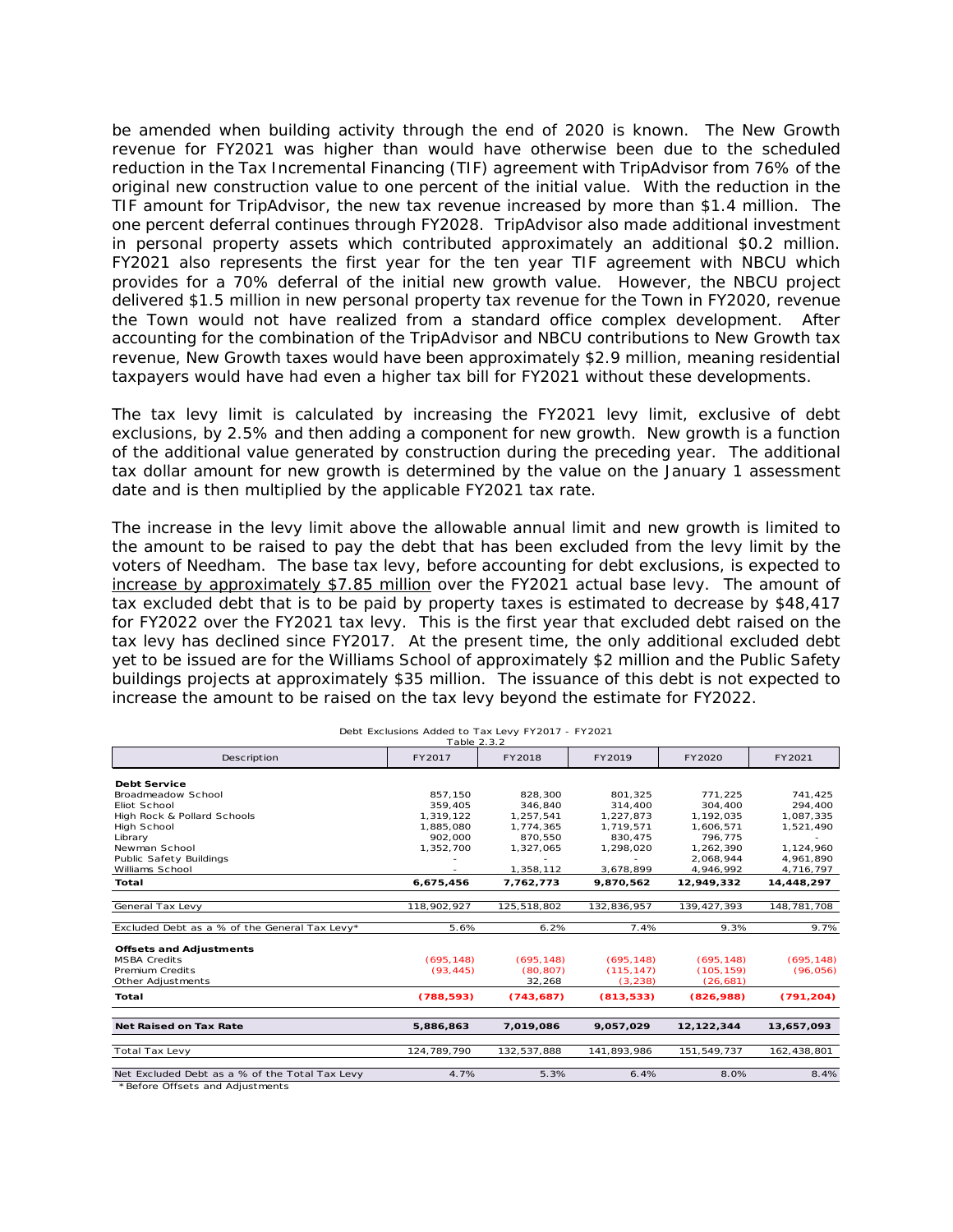be amended when building activity through the end of 2020 is known. The New Growth revenue for FY2021 was higher than would have otherwise been due to the scheduled reduction in the Tax Incremental Financing (TIF) agreement with TripAdvisor from 76% of the original new construction value to one percent of the initial value. With the reduction in the TIF amount for TripAdvisor, the new tax revenue increased by more than $1.4 million. The one percent deferral continues through FY2028. TripAdvisor also made additional investment in personal property assets which contributed approximately an additional $0.2 million. FY2021 also represents the first year for the ten year TIF agreement with NBCU which provides for a 70% deferral of the initial new growth value. However, the NBCU project delivered $1.5 million in new personal property tax revenue for the Town in FY2020, revenue the Town would not have realized from a standard office complex development. After accounting for the combination of the TripAdvisor and NBCU contributions to New Growth tax revenue, New Growth taxes would have been approximately $2.9 million, meaning residential taxpayers would have had even a higher tax bill for FY2021 without these developments.

The tax levy limit is calculated by increasing the FY2021 levy limit, exclusive of debt exclusions, by 2.5% and then adding a component for new growth. New growth is a function of the additional value generated by construction during the preceding year. The additional tax dollar amount for new growth is determined by the value on the January 1 assessment date and is then multiplied by the applicable FY2021 tax rate.

The increase in the levy limit above the allowable annual limit and new growth is limited to the amount to be raised to pay the debt that has been excluded from the levy limit by the voters of Needham. The base tax levy, before accounting for debt exclusions, is expected to <u>increase by approximately $7.85 million</u> over the FY2021 actual base levy. The amount of tax excluded debt that is to be paid by property taxes is estimated to decrease by $48,417 for FY2022 over the FY2021 tax levy. This is the first year that excluded debt raised on the tax levy has declined since FY2017. At the present time, the only additional excluded debt yet to be issued are for the Williams School of approximately $2 million and the Public Safety buildings projects at approximately $35 million. The issuance of this debt is not expected to increase the amount to be raised on the tax levy beyond the estimate for FY2022.

Debt Exclusions Added to Tax Levy FY2017 - FY2021
Table 2.3.2

| Description | FY2017 | FY2018 | FY2019 | FY2020 | FY2021 |
|---|---|---|---|---|---|
| **Debt Service** | | | | | |
| Broadmeadow School | 857,150 | 828,300 | 801,325 | 771,225 | 741,425 |
| Eliot School | 359,405 | 346,840 | 314,400 | 304,400 | 294,400 |
| High Rock & Pollard Schools | 1,319,122 | 1,257,541 | 1,227,873 | 1,192,035 | 1,087,335 |
| High School | 1,885,080 | 1,774,365 | 1,719,571 | 1,606,571 | 1,521,490 |
| Library | 902,000 | 870,550 | 830,475 | 796,775 | - |
| Newman School | 1,352,700 | 1,327,065 | 1,298,020 | 1,262,390 | 1,124,960 |
| Public Safety Buildings | - | - | - | 2,068,944 | 4,961,890 |
| Williams School | - | 1,358,112 | 3,678,899 | 4,946,992 | 4,716,797 |
| **Total** | **6,675,456** | **7,762,773** | **9,870,562** | **12,949,332** | **14,448,297** |
| General Tax Levy | 118,902,927 | 125,518,802 | 132,836,957 | 139,427,393 | 148,781,708 |
| Excluded Debt as a % of the General Tax Levy* | 5.6% | 6.2% | 7.4% | 9.3% | 9.7% |
| **Offsets and Adjustments** | | | | | |
| MSBA Credits | (695,148) | (695,148) | (695,148) | (695,148) | (695,148) |
| Premium Credits | (93,445) | (80,807) | (115,147) | (105,159) | (96,056) |
| Other Adjustments | | 32,268 | (3,238) | (26,681) | |
| **Total** | **(788,593)** | **(743,687)** | **(813,533)** | **(826,988)** | **(791,204)** |
| **Net Raised on Tax Rate** | **5,886,863** | **7,019,086** | **9,057,029** | **12,122,344** | **13,657,093** |
| Total Tax Levy | 124,789,790 | 132,537,888 | 141,893,986 | 151,549,737 | 162,438,801 |
| Net Excluded Debt as a % of the Total Tax Levy | 4.7% | 5.3% | 6.4% | 8.0% | 8.4% |

*Before Offsets and Adjustments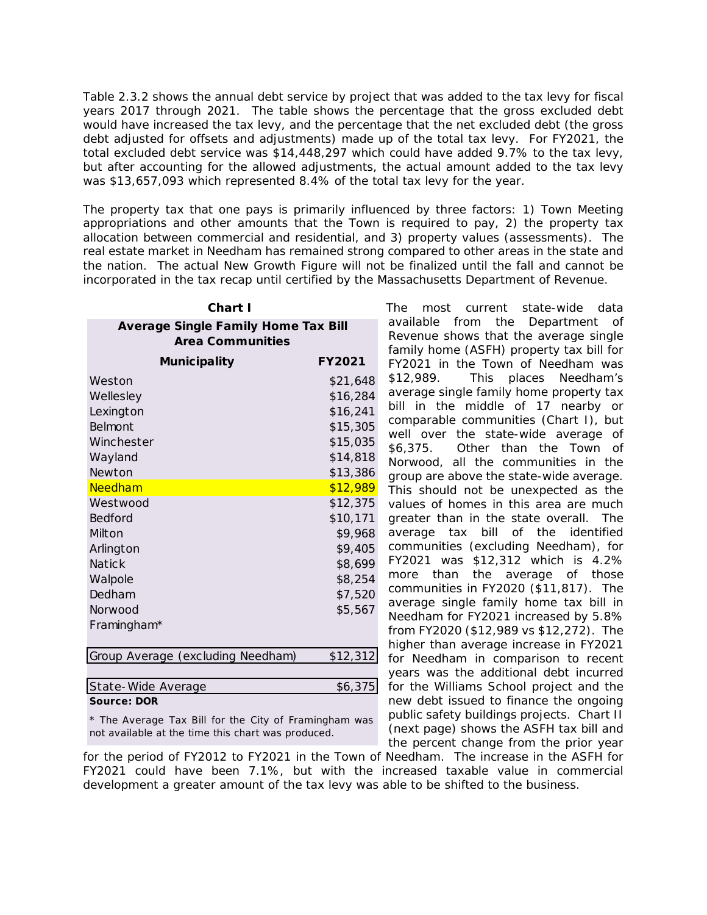Table 2.3.2 shows the annual debt service by project that was added to the tax levy for fiscal years 2017 through 2021. The table shows the percentage that the gross excluded debt would have increased the tax levy, and the percentage that the net excluded debt (the gross debt adjusted for offsets and adjustments) made up of the total tax levy. For FY2021, the total excluded debt service was $14,448,297 which could have added 9.7% to the tax levy, but after accounting for the allowed adjustments, the actual amount added to the tax levy was $13,657,093 which represented 8.4% of the total tax levy for the year.

The property tax that one pays is primarily influenced by three factors: 1) Town Meeting appropriations and other amounts that the Town is required to pay, 2) the property tax allocation between commercial and residential, and 3) property values (assessments). The real estate market in Needham has remained strong compared to other areas in the state and the nation. The actual New Growth Figure will not be finalized until the fall and cannot be incorporated in the tax recap until certified by the Massachusetts Department of Revenue.

**Chart I**

**Average Single Family Home Tax Bill Area Communities**

| Municipality | FY2021 |
|---|---|
| Weston | $21,648 |
| Wellesley | $16,284 |
| Lexington | $16,241 |
| Belmont | $15,305 |
| Winchester | $15,035 |
| Wayland | $14,818 |
| Newton | $13,386 |
| Needham | $12,989 |
| Westwood | $12,375 |
| Bedford | $10,171 |
| Milton | $9,968 |
| Arlington | $9,405 |
| Natick | $8,699 |
| Walpole | $8,254 |
| Dedham | $7,520 |
| Norwood | $5,567 |
| Framingham* | |
| Group Average (excluding Needham) | $12,312 |
| State-Wide Average | $6,375 |

**Source: DOR**

\* The Average Tax Bill for the City of Framingham was not available at the time this chart was produced.

The most current state-wide data available from the Department of Revenue shows that the average single family home (ASFH) property tax bill for FY2021 in the Town of Needham was $12,989. This places Needham's average single family home property tax bill in the middle of 17 nearby or comparable communities (Chart I), but well over the state-wide average of $6,375. Other than the Town of Norwood, all the communities in the group are above the state-wide average. This should not be unexpected as the values of homes in this area are much greater than in the state overall. The average tax bill of the identified communities (excluding Needham), for FY2021 was $12,312 which is 4.2% more than the average of those communities in FY2020 ($11,817). The average single family home tax bill in Needham for FY2021 increased by 5.8% from FY2020 ($12,989 vs $12,272). The higher than average increase in FY2021 for Needham in comparison to recent years was the additional debt incurred for the Williams School project and the new debt issued to finance the ongoing public safety buildings projects. Chart II (next page) shows the ASFH tax bill and the percent change from the prior year for the period of FY2012 to FY2021 in the Town of Needham. The increase in the ASFH for FY2021 could have been 7.1%, but with the increased taxable value in commercial development a greater amount of the tax levy was able to be shifted to the business.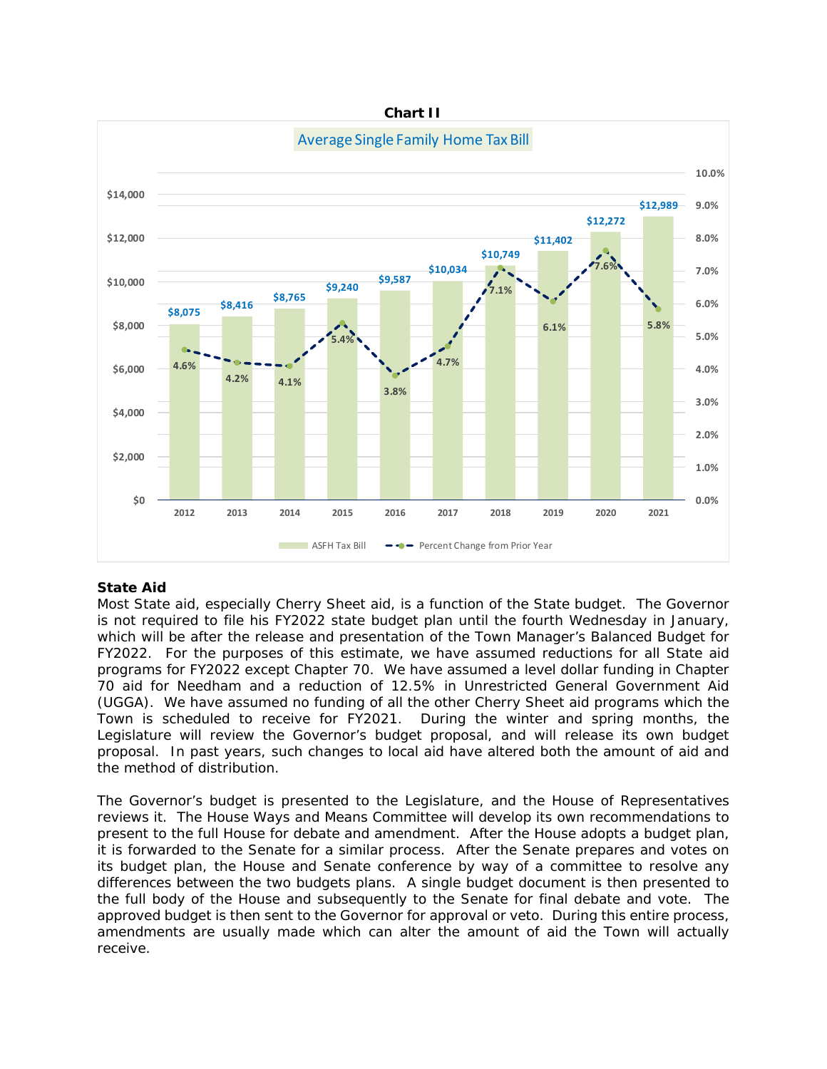**Chart II**

Average Single Family Home Tax Bill

| Year | ASFH Tax Bill | Percent Change from Prior Year |
|---|---|---|
| 2012 | $8,075 | 4.6% |
| 2013 | $8,416 | 4.2% |
| 2014 | $8,765 | 4.1% |
| 2015 | $9,240 | 5.4% |
| 2016 | $9,587 | 3.8% |
| 2017 | $10,034 | 4.7% |
| 2018 | $10,749 | 7.1% |
| 2019 | $11,402 | 6.1% |
| 2020 | $12,272 | 7.6% |
| 2021 | $12,989 | 5.8% |

## State Aid

Most State aid, especially Cherry Sheet aid, is a function of the State budget. The Governor is not required to file his FY2022 state budget plan until the fourth Wednesday in January, which will be after the release and presentation of the Town Manager's Balanced Budget for FY2022. For the purposes of this estimate, we have assumed reductions for all State aid programs for FY2022 except Chapter 70. We have assumed a level dollar funding in Chapter 70 aid for Needham and a reduction of 12.5% in Unrestricted General Government Aid (UGGA). We have assumed no funding of all the other Cherry Sheet aid programs which the Town is scheduled to receive for FY2021. During the winter and spring months, the Legislature will review the Governor's budget proposal, and will release its own budget proposal. In past years, such changes to local aid have altered both the amount of aid and the method of distribution.

The Governor's budget is presented to the Legislature, and the House of Representatives reviews it. The House Ways and Means Committee will develop its own recommendations to present to the full House for debate and amendment. After the House adopts a budget plan, it is forwarded to the Senate for a similar process. After the Senate prepares and votes on its budget plan, the House and Senate conference by way of a committee to resolve any differences between the two budgets plans. A single budget document is then presented to the full body of the House and subsequently to the Senate for final debate and vote. The approved budget is then sent to the Governor for approval or veto. During this entire process, amendments are usually made which can alter the amount of aid the Town will actually receive.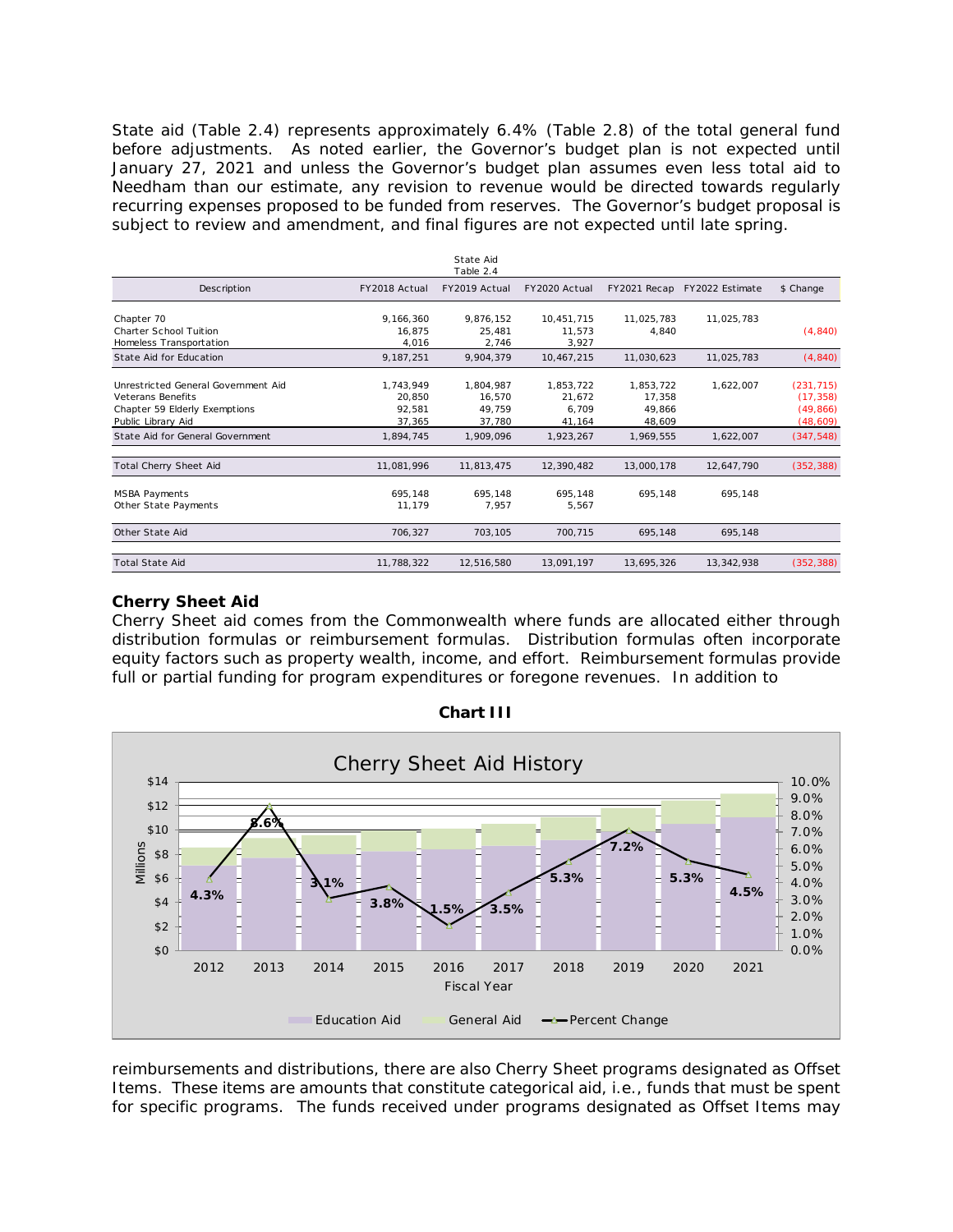State aid (Table 2.4) represents approximately 6.4% (Table 2.8) of the total general fund before adjustments. As noted earlier, the Governor's budget plan is not expected until January 27, 2021 and unless the Governor's budget plan assumes even less total aid to Needham than our estimate, any revision to revenue would be directed towards regularly recurring expenses proposed to be funded from reserves. The Governor's budget proposal is subject to review and amendment, and final figures are not expected until late spring.

State Aid
Table 2.4

| Description | FY2018 Actual | FY2019 Actual | FY2020 Actual | FY2021 Recap | FY2022 Estimate | $ Change |
|---|---|---|---|---|---|---|
| Chapter 70 | 9,166,360 | 9,876,152 | 10,451,715 | 11,025,783 | 11,025,783 | |
| Charter School Tuition | 16,875 | 25,481 | 11,573 | 4,840 | | (4,840) |
| Homeless Transportation | 4,016 | 2,746 | 3,927 | | | |
| State Aid for Education | 9,187,251 | 9,904,379 | 10,467,215 | 11,030,623 | 11,025,783 | (4,840) |
| Unrestricted General Government Aid | 1,743,949 | 1,804,987 | 1,853,722 | 1,853,722 | 1,622,007 | (231,715) |
| Veterans Benefits | 20,850 | 16,570 | 21,672 | 17,358 | | (17,358) |
| Chapter 59 Elderly Exemptions | 92,581 | 49,759 | 6,709 | 49,866 | | (49,866) |
| Public Library Aid | 37,365 | 37,780 | 41,164 | 48,609 | | (48,609) |
| State Aid for General Government | 1,894,745 | 1,909,096 | 1,923,267 | 1,969,555 | 1,622,007 | (347,548) |
| Total Cherry Sheet Aid | 11,081,996 | 11,813,475 | 12,390,482 | 13,000,178 | 12,647,790 | (352,388) |
| MSBA Payments | 695,148 | 695,148 | 695,148 | 695,148 | 695,148 | |
| Other State Payments | 11,179 | 7,957 | 5,567 | | | |
| Other State Aid | 706,327 | 703,105 | 700,715 | 695,148 | 695,148 | |
| Total State Aid | 11,788,322 | 12,516,580 | 13,091,197 | 13,695,326 | 13,342,938 | (352,388) |

## Cherry Sheet Aid

Cherry Sheet aid comes from the Commonwealth where funds are allocated either through distribution formulas or reimbursement formulas. Distribution formulas often incorporate equity factors such as property wealth, income, and effort. Reimbursement formulas provide full or partial funding for program expenditures or foregone revenues. In addition to

**Chart III**

Cherry Sheet Aid History

| Fiscal Year | 2012 | 2013 | 2014 | 2015 | 2016 | 2017 | 2018 | 2019 | 2020 | 2021 |
|---|---|---|---|---|---|---|---|---|---|---|
| Percent Change | 4.3% | 8.6% | 3.1% | 3.8% | 1.5% | 3.5% | 5.3% | 7.2% | 5.3% | 4.5% |

Education Aid / General Aid / Percent Change

reimbursements and distributions, there are also Cherry Sheet programs designated as Offset Items. These items are amounts that constitute categorical aid, i.e., funds that must be spent for specific programs. The funds received under programs designated as Offset Items may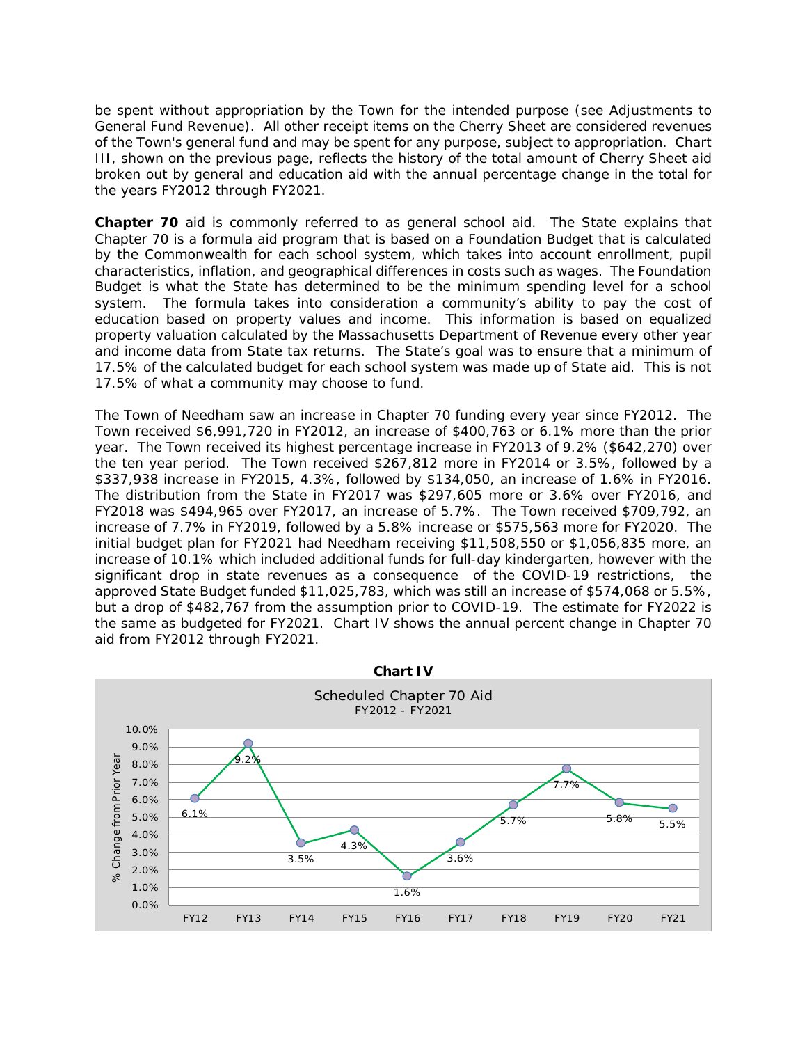be spent without appropriation by the Town for the intended purpose (see Adjustments to General Fund Revenue). All other receipt items on the Cherry Sheet are considered revenues of the Town's general fund and may be spent for any purpose, subject to appropriation. Chart III, shown on the previous page, reflects the history of the total amount of Cherry Sheet aid broken out by general and education aid with the annual percentage change in the total for the years FY2012 through FY2021.

**Chapter 70** aid is commonly referred to as general school aid. The State explains that Chapter 70 is a formula aid program that is based on a Foundation Budget that is calculated by the Commonwealth for each school system, which takes into account enrollment, pupil characteristics, inflation, and geographical differences in costs such as wages. The Foundation Budget is what the State has determined to be the minimum spending level for a school system. The formula takes into consideration a community's ability to pay the cost of education based on property values and income. This information is based on equalized property valuation calculated by the Massachusetts Department of Revenue every other year and income data from State tax returns. The State's goal was to ensure that a minimum of 17.5% of the calculated budget for each school system was made up of State aid. This is not 17.5% of what a community may choose to fund.

The Town of Needham saw an increase in Chapter 70 funding every year since FY2012. The Town received $6,991,720 in FY2012, an increase of $400,763 or 6.1% more than the prior year. The Town received its highest percentage increase in FY2013 of 9.2% ($642,270) over the ten year period. The Town received $267,812 more in FY2014 or 3.5%, followed by a $337,938 increase in FY2015, 4.3%, followed by $134,050, an increase of 1.6% in FY2016. The distribution from the State in FY2017 was $297,605 more or 3.6% over FY2016, and FY2018 was $494,965 over FY2017, an increase of 5.7%. The Town received $709,792, an increase of 7.7% in FY2019, followed by a 5.8% increase or $575,563 more for FY2020. The initial budget plan for FY2021 had Needham receiving $11,508,550 or $1,056,835 more, an increase of 10.1% which included additional funds for full-day kindergarten, however with the significant drop in state revenues as a consequence of the COVID-19 restrictions, the approved State Budget funded $11,025,783, which was still an increase of $574,068 or 5.5%, but a drop of $482,767 from the assumption prior to COVID-19. The estimate for FY2022 is the same as budgeted for FY2021. Chart IV shows the annual percent change in Chapter 70 aid from FY2012 through FY2021.

**Chart IV**

Scheduled Chapter 70 Aid
FY2012 - FY2021

| Fiscal Year | % Change from Prior Year |
|---|---|
| FY12 | 6.1% |
| FY13 | 9.2% |
| FY14 | 3.5% |
| FY15 | 4.3% |
| FY16 | 1.6% |
| FY17 | 3.6% |
| FY18 | 5.7% |
| FY19 | 7.7% |
| FY20 | 5.8% |
| FY21 | 5.5% |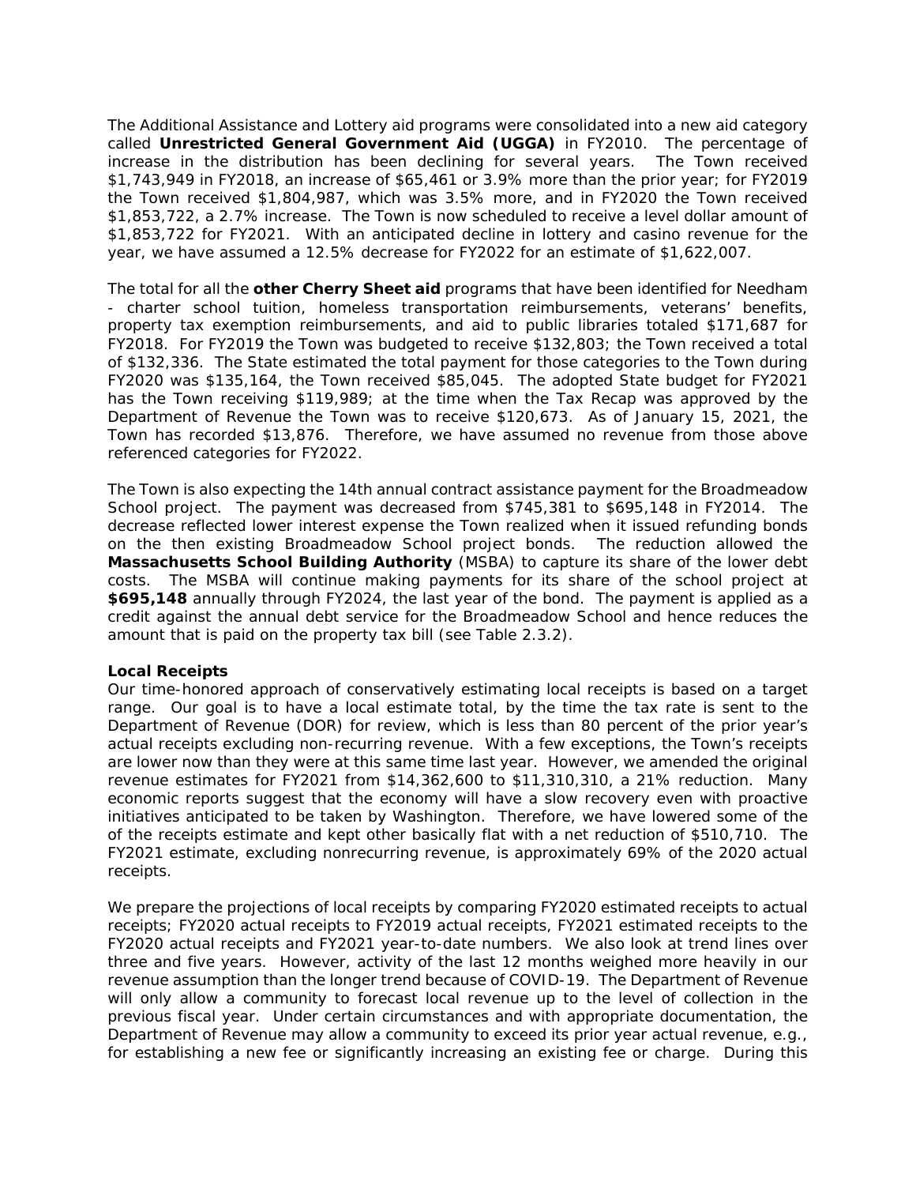The Additional Assistance and Lottery aid programs were consolidated into a new aid category called **Unrestricted General Government Aid (UGGA)** in FY2010. The percentage of increase in the distribution has been declining for several years. The Town received $1,743,949 in FY2018, an increase of $65,461 or 3.9% more than the prior year; for FY2019 the Town received $1,804,987, which was 3.5% more, and in FY2020 the Town received $1,853,722, a 2.7% increase. The Town is now scheduled to receive a level dollar amount of $1,853,722 for FY2021. With an anticipated decline in lottery and casino revenue for the year, we have assumed a 12.5% decrease for FY2022 for an estimate of $1,622,007.

The total for all the **other Cherry Sheet aid** programs that have been identified for Needham - charter school tuition, homeless transportation reimbursements, veterans' benefits, property tax exemption reimbursements, and aid to public libraries totaled $171,687 for FY2018. For FY2019 the Town was budgeted to receive $132,803; the Town received a total of $132,336. The State estimated the total payment for those categories to the Town during FY2020 was $135,164, the Town received $85,045. The adopted State budget for FY2021 has the Town receiving $119,989; at the time when the Tax Recap was approved by the Department of Revenue the Town was to receive $120,673. As of January 15, 2021, the Town has recorded $13,876. Therefore, we have assumed no revenue from those above referenced categories for FY2022.

The Town is also expecting the 14th annual contract assistance payment for the Broadmeadow School project. The payment was decreased from $745,381 to $695,148 in FY2014. The decrease reflected lower interest expense the Town realized when it issued refunding bonds on the then existing Broadmeadow School project bonds. The reduction allowed the **Massachusetts School Building Authority** (MSBA) to capture its share of the lower debt costs. The MSBA will continue making payments for its share of the school project at **$695,148** annually through FY2024, the last year of the bond. The payment is applied as a credit against the annual debt service for the Broadmeadow School and hence reduces the amount that is paid on the property tax bill (see Table 2.3.2).

**Local Receipts**

Our time-honored approach of conservatively estimating local receipts is based on a target range. Our goal is to have a local estimate total, by the time the tax rate is sent to the Department of Revenue (DOR) for review, which is less than 80 percent of the prior year's actual receipts excluding non-recurring revenue. With a few exceptions, the Town's receipts are lower now than they were at this same time last year. However, we amended the original revenue estimates for FY2021 from $14,362,600 to $11,310,310, a 21% reduction. Many economic reports suggest that the economy will have a slow recovery even with proactive initiatives anticipated to be taken by Washington. Therefore, we have lowered some of the of the receipts estimate and kept other basically flat with a net reduction of $510,710. The FY2021 estimate, excluding nonrecurring revenue, is approximately 69% of the 2020 actual receipts.

We prepare the projections of local receipts by comparing FY2020 estimated receipts to actual receipts; FY2020 actual receipts to FY2019 actual receipts, FY2021 estimated receipts to the FY2020 actual receipts and FY2021 year-to-date numbers. We also look at trend lines over three and five years. However, activity of the last 12 months weighed more heavily in our revenue assumption than the longer trend because of COVID-19. The Department of Revenue will only allow a community to forecast local revenue up to the level of collection in the previous fiscal year. Under certain circumstances and with appropriate documentation, the Department of Revenue may allow a community to exceed its prior year actual revenue, e.g., for establishing a new fee or significantly increasing an existing fee or charge. During this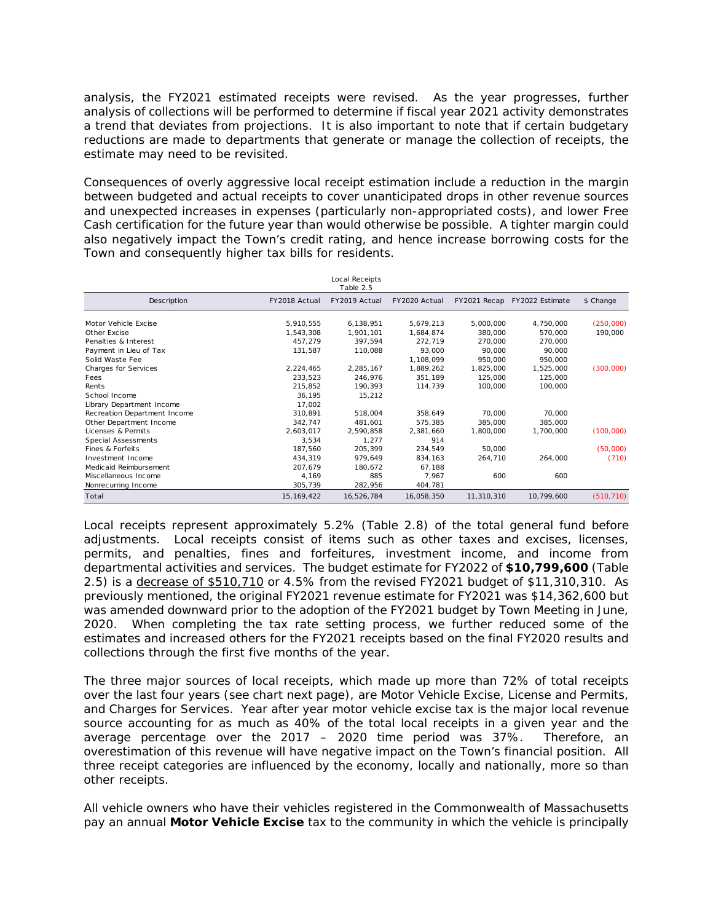analysis, the FY2021 estimated receipts were revised. As the year progresses, further analysis of collections will be performed to determine if fiscal year 2021 activity demonstrates a trend that deviates from projections. It is also important to note that if certain budgetary reductions are made to departments that generate or manage the collection of receipts, the estimate may need to be revisited.

Consequences of overly aggressive local receipt estimation include a reduction in the margin between budgeted and actual receipts to cover unanticipated drops in other revenue sources and unexpected increases in expenses (particularly non-appropriated costs), and lower Free Cash certification for the future year than would otherwise be possible. A tighter margin could also negatively impact the Town's credit rating, and hence increase borrowing costs for the Town and consequently higher tax bills for residents.

Local Receipts
Table 2.5

| Description | FY2018 Actual | FY2019 Actual | FY2020 Actual | FY2021 Recap | FY2022 Estimate | $ Change |
|---|---|---|---|---|---|---|
| Motor Vehicle Excise | 5,910,555 | 6,138,951 | 5,679,213 | 5,000,000 | 4,750,000 | (250,000) |
| Other Excise | 1,543,308 | 1,901,101 | 1,684,874 | 380,000 | 570,000 | 190,000 |
| Penalties & Interest | 457,279 | 397,594 | 272,719 | 270,000 | 270,000 | |
| Payment in Lieu of Tax | 131,587 | 110,088 | 93,000 | 90,000 | 90,000 | |
| Solid Waste Fee | | | 1,108,099 | 950,000 | 950,000 | |
| Charges for Services | 2,224,465 | 2,285,167 | 1,889,262 | 1,825,000 | 1,525,000 | (300,000) |
| Fees | 233,523 | 246,976 | 351,189 | 125,000 | 125,000 | |
| Rents | 215,852 | 190,393 | 114,739 | 100,000 | 100,000 | |
| School Income | 36,195 | 15,212 | | | | |
| Library Department Income | 17,002 | | | | | |
| Recreation Department Income | 310,891 | 518,004 | 358,649 | 70,000 | 70,000 | |
| Other Department Income | 342,747 | 481,601 | 575,385 | 385,000 | 385,000 | |
| Licenses & Permits | 2,603,017 | 2,590,858 | 2,381,660 | 1,800,000 | 1,700,000 | (100,000) |
| Special Assessments | 3,534 | 1,277 | 914 | | | |
| Fines & Forfeits | 187,560 | 205,399 | 234,549 | 50,000 | | (50,000) |
| Investment Income | 434,319 | 979,649 | 834,163 | 264,710 | 264,000 | (710) |
| Medicaid Reimbursement | 207,679 | 180,672 | 67,188 | | | |
| Miscellaneous Income | 4,169 | 885 | 7,967 | 600 | 600 | |
| Nonrecurring Income | 305,739 | 282,956 | 404,781 | | | |
| Total | 15,169,422 | 16,526,784 | 16,058,350 | 11,310,310 | 10,799,600 | (510,710) |

Local receipts represent approximately 5.2% (Table 2.8) of the total general fund before adjustments. Local receipts consist of items such as other taxes and excises, licenses, permits, and penalties, fines and forfeitures, investment income, and income from departmental activities and services. The budget estimate for FY2022 of **$10,799,600** (Table 2.5) is a <u>decrease of $510,710</u> or 4.5% from the revised FY2021 budget of $11,310,310. As previously mentioned, the original FY2021 revenue estimate for FY2021 was $14,362,600 but was amended downward prior to the adoption of the FY2021 budget by Town Meeting in June, 2020. When completing the tax rate setting process, we further reduced some of the estimates and increased others for the FY2021 receipts based on the final FY2020 results and collections through the first five months of the year.

The three major sources of local receipts, which made up more than 72% of total receipts over the last four years (see chart next page), are Motor Vehicle Excise, License and Permits, and Charges for Services. Year after year motor vehicle excise tax is the major local revenue source accounting for as much as 40% of the total local receipts in a given year and the average percentage over the 2017 – 2020 time period was 37%. Therefore, an overestimation of this revenue will have negative impact on the Town's financial position. All three receipt categories are influenced by the economy, locally and nationally, more so than other receipts.

All vehicle owners who have their vehicles registered in the Commonwealth of Massachusetts pay an annual **Motor Vehicle Excise** tax to the community in which the vehicle is principally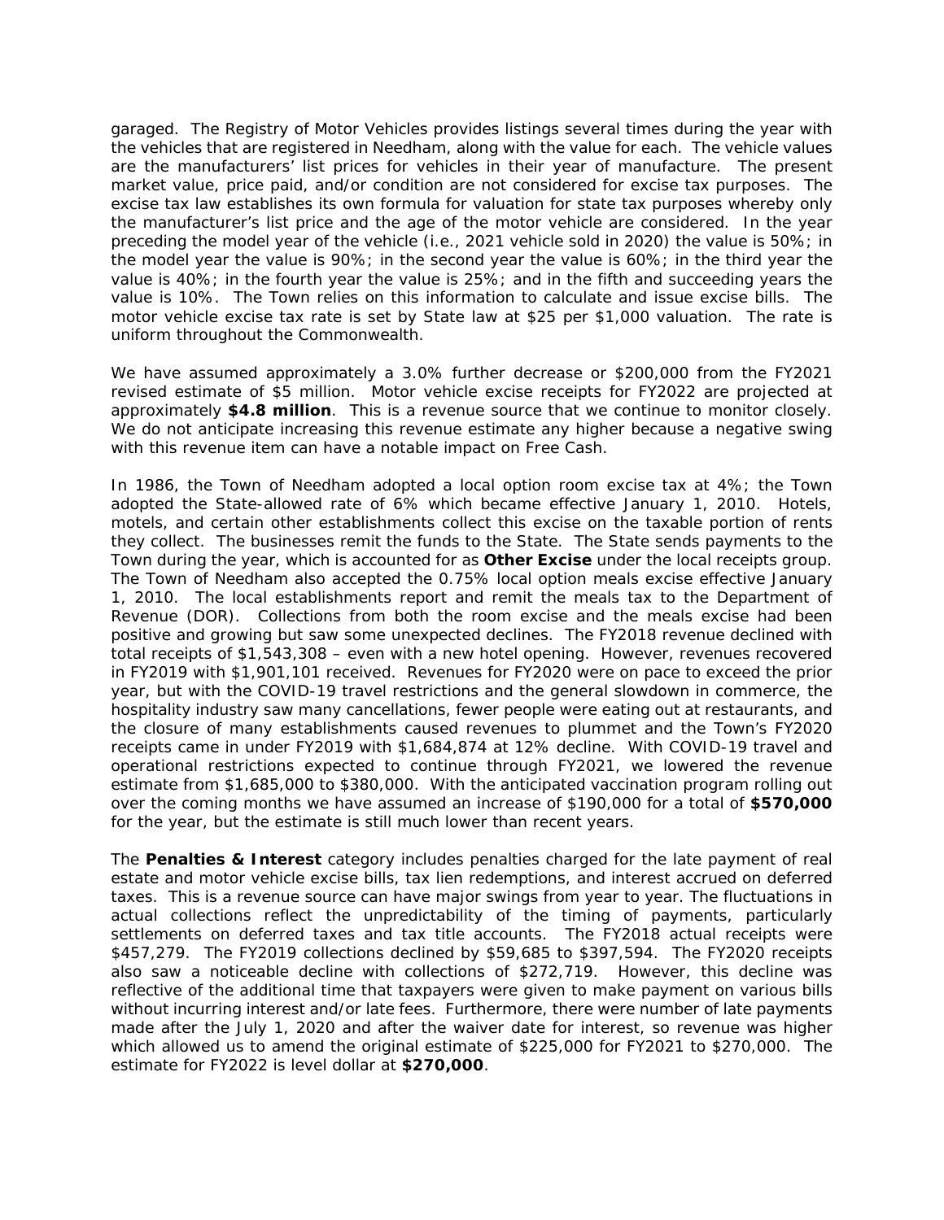garaged. The Registry of Motor Vehicles provides listings several times during the year with the vehicles that are registered in Needham, along with the value for each. The vehicle values are the manufacturers' list prices for vehicles in their year of manufacture. The present market value, price paid, and/or condition are not considered for excise tax purposes. The excise tax law establishes its own formula for valuation for state tax purposes whereby only the manufacturer's list price and the age of the motor vehicle are considered. In the year preceding the model year of the vehicle (i.e., 2021 vehicle sold in 2020) the value is 50%; in the model year the value is 90%; in the second year the value is 60%; in the third year the value is 40%; in the fourth year the value is 25%; and in the fifth and succeeding years the value is 10%. The Town relies on this information to calculate and issue excise bills. The motor vehicle excise tax rate is set by State law at $25 per $1,000 valuation. The rate is uniform throughout the Commonwealth.

We have assumed approximately a 3.0% further decrease or $200,000 from the FY2021 revised estimate of $5 million. Motor vehicle excise receipts for FY2022 are projected at approximately **$4.8 million**. This is a revenue source that we continue to monitor closely. We do not anticipate increasing this revenue estimate any higher because a negative swing with this revenue item can have a notable impact on Free Cash.

In 1986, the Town of Needham adopted a local option room excise tax at 4%; the Town adopted the State-allowed rate of 6% which became effective January 1, 2010. Hotels, motels, and certain other establishments collect this excise on the taxable portion of rents they collect. The businesses remit the funds to the State. The State sends payments to the Town during the year, which is accounted for as **Other Excise** under the local receipts group. The Town of Needham also accepted the 0.75% local option meals excise effective January 1, 2010. The local establishments report and remit the meals tax to the Department of Revenue (DOR). Collections from both the room excise and the meals excise had been positive and growing but saw some unexpected declines. The FY2018 revenue declined with total receipts of $1,543,308 – even with a new hotel opening. However, revenues recovered in FY2019 with $1,901,101 received. Revenues for FY2020 were on pace to exceed the prior year, but with the COVID-19 travel restrictions and the general slowdown in commerce, the hospitality industry saw many cancellations, fewer people were eating out at restaurants, and the closure of many establishments caused revenues to plummet and the Town's FY2020 receipts came in under FY2019 with $1,684,874 at 12% decline. With COVID-19 travel and operational restrictions expected to continue through FY2021, we lowered the revenue estimate from $1,685,000 to $380,000. With the anticipated vaccination program rolling out over the coming months we have assumed an increase of $190,000 for a total of **$570,000** for the year, but the estimate is still much lower than recent years.

The **Penalties & Interest** category includes penalties charged for the late payment of real estate and motor vehicle excise bills, tax lien redemptions, and interest accrued on deferred taxes. This is a revenue source can have major swings from year to year. The fluctuations in actual collections reflect the unpredictability of the timing of payments, particularly settlements on deferred taxes and tax title accounts. The FY2018 actual receipts were $457,279. The FY2019 collections declined by $59,685 to $397,594. The FY2020 receipts also saw a noticeable decline with collections of $272,719. However, this decline was reflective of the additional time that taxpayers were given to make payment on various bills without incurring interest and/or late fees. Furthermore, there were number of late payments made after the July 1, 2020 and after the waiver date for interest, so revenue was higher which allowed us to amend the original estimate of $225,000 for FY2021 to $270,000. The estimate for FY2022 is level dollar at **$270,000**.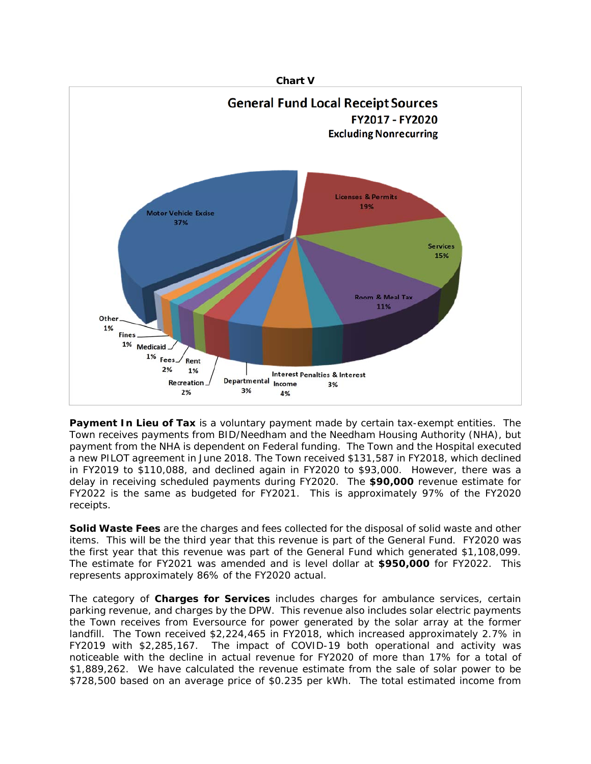**Chart V**

**General Fund Local Receipt Sources**
**FY2017 - FY2020**
**Excluding Nonrecurring**

| Source | Share |
|---|---|
| Motor Vehicle Excise | 37% |
| Licenses & Permits | 19% |
| Services | 15% |
| Room & Meal Tax | 11% |
| Interest Income | 4% |
| Penalties & Interest | 3% |
| Departmental | 3% |
| Recreation | 2% |
| Fees | 2% |
| Rent | 1% |
| Medicaid | 1% |
| Fines | 1% |
| Other | 1% |

**Payment In Lieu of Tax** is a voluntary payment made by certain tax-exempt entities. The Town receives payments from BID/Needham and the Needham Housing Authority (NHA), but payment from the NHA is dependent on Federal funding. The Town and the Hospital executed a new PILOT agreement in June 2018. The Town received $131,587 in FY2018, which declined in FY2019 to $110,088, and declined again in FY2020 to $93,000. However, there was a delay in receiving scheduled payments during FY2020. The **$90,000** revenue estimate for FY2022 is the same as budgeted for FY2021. This is approximately 97% of the FY2020 receipts.

**Solid Waste Fees** are the charges and fees collected for the disposal of solid waste and other items. This will be the third year that this revenue is part of the General Fund. FY2020 was the first year that this revenue was part of the General Fund which generated $1,108,099. The estimate for FY2021 was amended and is level dollar at **$950,000** for FY2022. This represents approximately 86% of the FY2020 actual.

The category of **Charges for Services** includes charges for ambulance services, certain parking revenue, and charges by the DPW. This revenue also includes solar electric payments the Town receives from Eversource for power generated by the solar array at the former landfill. The Town received $2,224,465 in FY2018, which increased approximately 2.7% in FY2019 with $2,285,167. The impact of COVID-19 both operational and activity was noticeable with the decline in actual revenue for FY2020 of more than 17% for a total of $1,889,262. We have calculated the revenue estimate from the sale of solar power to be $728,500 based on an average price of $0.235 per kWh. The total estimated income from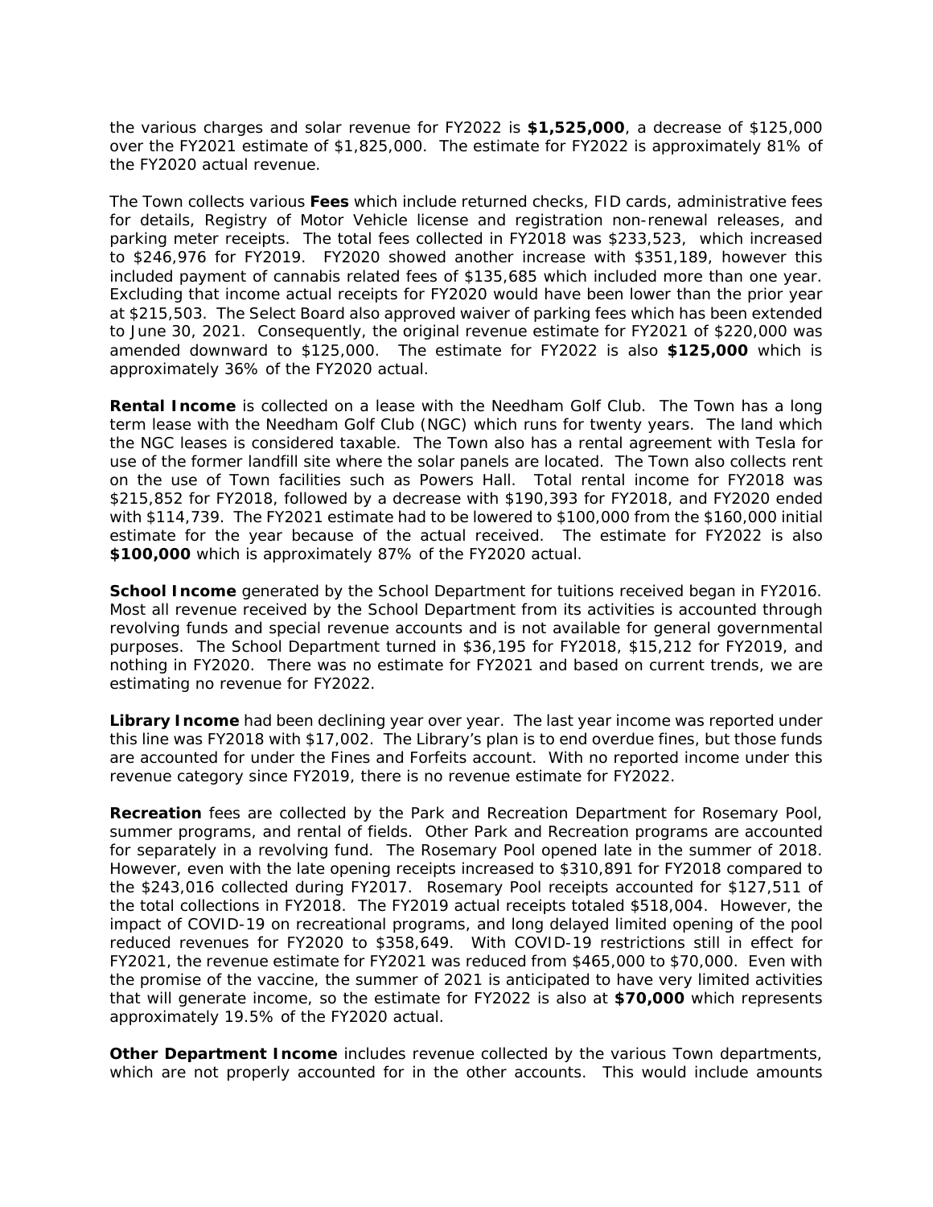the various charges and solar revenue for FY2022 is **$1,525,000**, a decrease of $125,000 over the FY2021 estimate of $1,825,000. The estimate for FY2022 is approximately 81% of the FY2020 actual revenue.

The Town collects various **Fees** which include returned checks, FID cards, administrative fees for details, Registry of Motor Vehicle license and registration non-renewal releases, and parking meter receipts. The total fees collected in FY2018 was $233,523, which increased to $246,976 for FY2019. FY2020 showed another increase with $351,189, however this included payment of cannabis related fees of $135,685 which included more than one year. Excluding that income actual receipts for FY2020 would have been lower than the prior year at $215,503. The Select Board also approved waiver of parking fees which has been extended to June 30, 2021. Consequently, the original revenue estimate for FY2021 of $220,000 was amended downward to $125,000. The estimate for FY2022 is also **$125,000** which is approximately 36% of the FY2020 actual.

**Rental Income** is collected on a lease with the Needham Golf Club. The Town has a long term lease with the Needham Golf Club (NGC) which runs for twenty years. The land which the NGC leases is considered taxable. The Town also has a rental agreement with Tesla for use of the former landfill site where the solar panels are located. The Town also collects rent on the use of Town facilities such as Powers Hall. Total rental income for FY2018 was $215,852 for FY2018, followed by a decrease with $190,393 for FY2018, and FY2020 ended with $114,739. The FY2021 estimate had to be lowered to $100,000 from the $160,000 initial estimate for the year because of the actual received. The estimate for FY2022 is also **$100,000** which is approximately 87% of the FY2020 actual.

**School Income** generated by the School Department for tuitions received began in FY2016. Most all revenue received by the School Department from its activities is accounted through revolving funds and special revenue accounts and is not available for general governmental purposes. The School Department turned in $36,195 for FY2018, $15,212 for FY2019, and nothing in FY2020. There was no estimate for FY2021 and based on current trends, we are estimating no revenue for FY2022.

**Library Income** had been declining year over year. The last year income was reported under this line was FY2018 with $17,002. The Library's plan is to end overdue fines, but those funds are accounted for under the Fines and Forfeits account. With no reported income under this revenue category since FY2019, there is no revenue estimate for FY2022.

**Recreation** fees are collected by the Park and Recreation Department for Rosemary Pool, summer programs, and rental of fields. Other Park and Recreation programs are accounted for separately in a revolving fund. The Rosemary Pool opened late in the summer of 2018. However, even with the late opening receipts increased to $310,891 for FY2018 compared to the $243,016 collected during FY2017. Rosemary Pool receipts accounted for $127,511 of the total collections in FY2018. The FY2019 actual receipts totaled $518,004. However, the impact of COVID-19 on recreational programs, and long delayed limited opening of the pool reduced revenues for FY2020 to $358,649. With COVID-19 restrictions still in effect for FY2021, the revenue estimate for FY2021 was reduced from $465,000 to $70,000. Even with the promise of the vaccine, the summer of 2021 is anticipated to have very limited activities that will generate income, so the estimate for FY2022 is also at **$70,000** which represents approximately 19.5% of the FY2020 actual.

**Other Department Income** includes revenue collected by the various Town departments, which are not properly accounted for in the other accounts. This would include amounts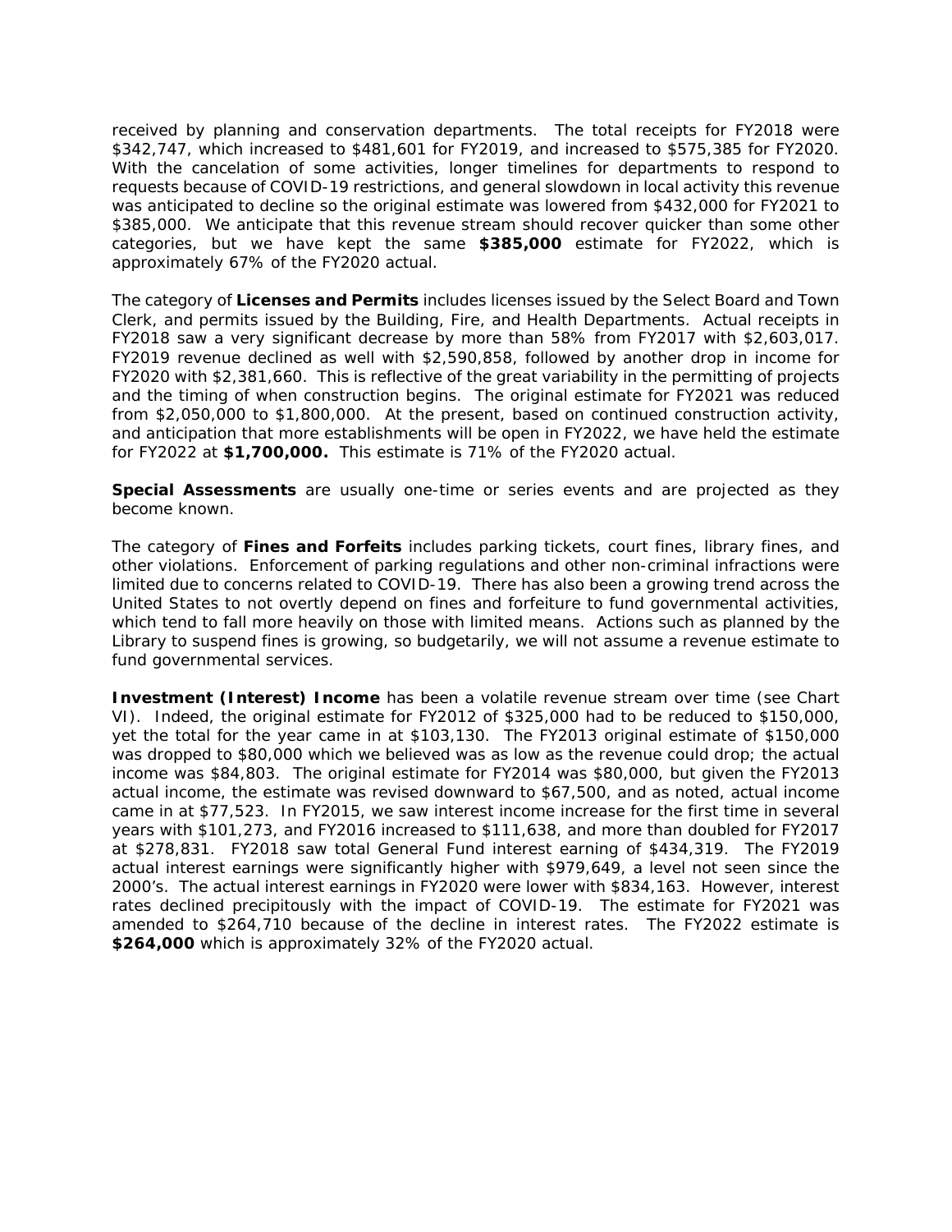received by planning and conservation departments. The total receipts for FY2018 were $342,747, which increased to $481,601 for FY2019, and increased to $575,385 for FY2020. With the cancelation of some activities, longer timelines for departments to respond to requests because of COVID-19 restrictions, and general slowdown in local activity this revenue was anticipated to decline so the original estimate was lowered from $432,000 for FY2021 to $385,000. We anticipate that this revenue stream should recover quicker than some other categories, but we have kept the same **$385,000** estimate for FY2022, which is approximately 67% of the FY2020 actual.

The category of **Licenses and Permits** includes licenses issued by the Select Board and Town Clerk, and permits issued by the Building, Fire, and Health Departments. Actual receipts in FY2018 saw a very significant decrease by more than 58% from FY2017 with $2,603,017. FY2019 revenue declined as well with $2,590,858, followed by another drop in income for FY2020 with $2,381,660. This is reflective of the great variability in the permitting of projects and the timing of when construction begins. The original estimate for FY2021 was reduced from $2,050,000 to $1,800,000. At the present, based on continued construction activity, and anticipation that more establishments will be open in FY2022, we have held the estimate for FY2022 at **$1,700,000.** This estimate is 71% of the FY2020 actual.

**Special Assessments** are usually one-time or series events and are projected as they become known.

The category of **Fines and Forfeits** includes parking tickets, court fines, library fines, and other violations. Enforcement of parking regulations and other non-criminal infractions were limited due to concerns related to COVID-19. There has also been a growing trend across the United States to not overtly depend on fines and forfeiture to fund governmental activities, which tend to fall more heavily on those with limited means. Actions such as planned by the Library to suspend fines is growing, so budgetarily, we will not assume a revenue estimate to fund governmental services.

**Investment (Interest) Income** has been a volatile revenue stream over time (see Chart VI). Indeed, the original estimate for FY2012 of $325,000 had to be reduced to $150,000, yet the total for the year came in at $103,130. The FY2013 original estimate of $150,000 was dropped to $80,000 which we believed was as low as the revenue could drop; the actual income was $84,803. The original estimate for FY2014 was $80,000, but given the FY2013 actual income, the estimate was revised downward to $67,500, and as noted, actual income came in at $77,523. In FY2015, we saw interest income increase for the first time in several years with $101,273, and FY2016 increased to $111,638, and more than doubled for FY2017 at $278,831. FY2018 saw total General Fund interest earning of $434,319. The FY2019 actual interest earnings were significantly higher with $979,649, a level not seen since the 2000's. The actual interest earnings in FY2020 were lower with $834,163. However, interest rates declined precipitously with the impact of COVID-19. The estimate for FY2021 was amended to $264,710 because of the decline in interest rates. The FY2022 estimate is **$264,000** which is approximately 32% of the FY2020 actual.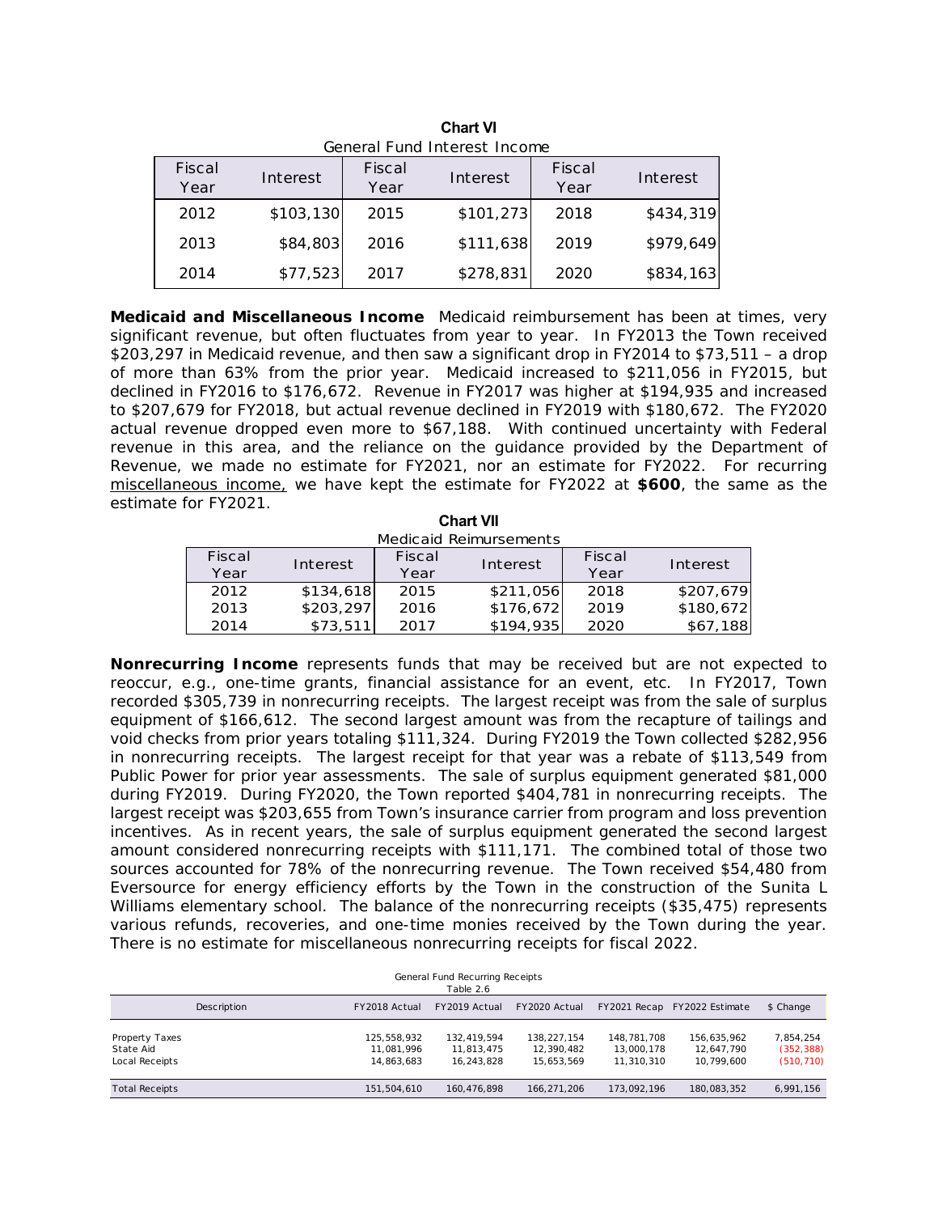**Chart VI**

General Fund Interest Income

| Fiscal Year | Interest | Fiscal Year | Interest | Fiscal Year | Interest |
|---|---|---|---|---|---|
| 2012 | $103,130 | 2015 | $101,273 | 2018 | $434,319 |
| 2013 | $84,803 | 2016 | $111,638 | 2019 | $979,649 |
| 2014 | $77,523 | 2017 | $278,831 | 2020 | $834,163 |

**Medicaid and Miscellaneous Income** Medicaid reimbursement has been at times, very significant revenue, but often fluctuates from year to year. In FY2013 the Town received $203,297 in Medicaid revenue, and then saw a significant drop in FY2014 to $73,511 – a drop of more than 63% from the prior year. Medicaid increased to $211,056 in FY2015, but declined in FY2016 to $176,672. Revenue in FY2017 was higher at $194,935 and increased to $207,679 for FY2018, but actual revenue declined in FY2019 with $180,672. The FY2020 actual revenue dropped even more to $67,188. With continued uncertainty with Federal revenue in this area, and the reliance on the guidance provided by the Department of Revenue, we made no estimate for FY2021, nor an estimate for FY2022. For recurring miscellaneous income, we have kept the estimate for FY2022 at **$600**, the same as the estimate for FY2021.

**Chart VII**

Medicaid Reimbursements

| Fiscal Year | Interest | Fiscal Year | Interest | Fiscal Year | Interest |
|---|---|---|---|---|---|
| 2012 | $134,618 | 2015 | $211,056 | 2018 | $207,679 |
| 2013 | $203,297 | 2016 | $176,672 | 2019 | $180,672 |
| 2014 | $73,511 | 2017 | $194,935 | 2020 | $67,188 |

**Nonrecurring Income** represents funds that may be received but are not expected to reoccur, e.g., one-time grants, financial assistance for an event, etc. In FY2017, Town recorded $305,739 in nonrecurring receipts. The largest receipt was from the sale of surplus equipment of $166,612. The second largest amount was from the recapture of tailings and void checks from prior years totaling $111,324. During FY2019 the Town collected $282,956 in nonrecurring receipts. The largest receipt for that year was a rebate of $113,549 from Public Power for prior year assessments. The sale of surplus equipment generated $81,000 during FY2019. During FY2020, the Town reported $404,781 in nonrecurring receipts. The largest receipt was $203,655 from Town's insurance carrier from program and loss prevention incentives. As in recent years, the sale of surplus equipment generated the second largest amount considered nonrecurring receipts with $111,171. The combined total of those two sources accounted for 78% of the nonrecurring revenue. The Town received $54,480 from Eversource for energy efficiency efforts by the Town in the construction of the Sunita L Williams elementary school. The balance of the nonrecurring receipts ($35,475) represents various refunds, recoveries, and one-time monies received by the Town during the year. There is no estimate for miscellaneous nonrecurring receipts for fiscal 2022.

General Fund Recurring Receipts

Table 2.6

| Description | FY2018 Actual | FY2019 Actual | FY2020 Actual | FY2021 Recap | FY2022 Estimate | $ Change |
|---|---|---|---|---|---|---|
| Property Taxes | 125,558,932 | 132,419,594 | 138,227,154 | 148,781,708 | 156,635,962 | 7,854,254 |
| State Aid | 11,081,996 | 11,813,475 | 12,390,482 | 13,000,178 | 12,647,790 | (352,388) |
| Local Receipts | 14,863,683 | 16,243,828 | 15,653,569 | 11,310,310 | 10,799,600 | (510,710) |
| Total Receipts | 151,504,610 | 160,476,898 | 166,271,206 | 173,092,196 | 180,083,352 | 6,991,156 |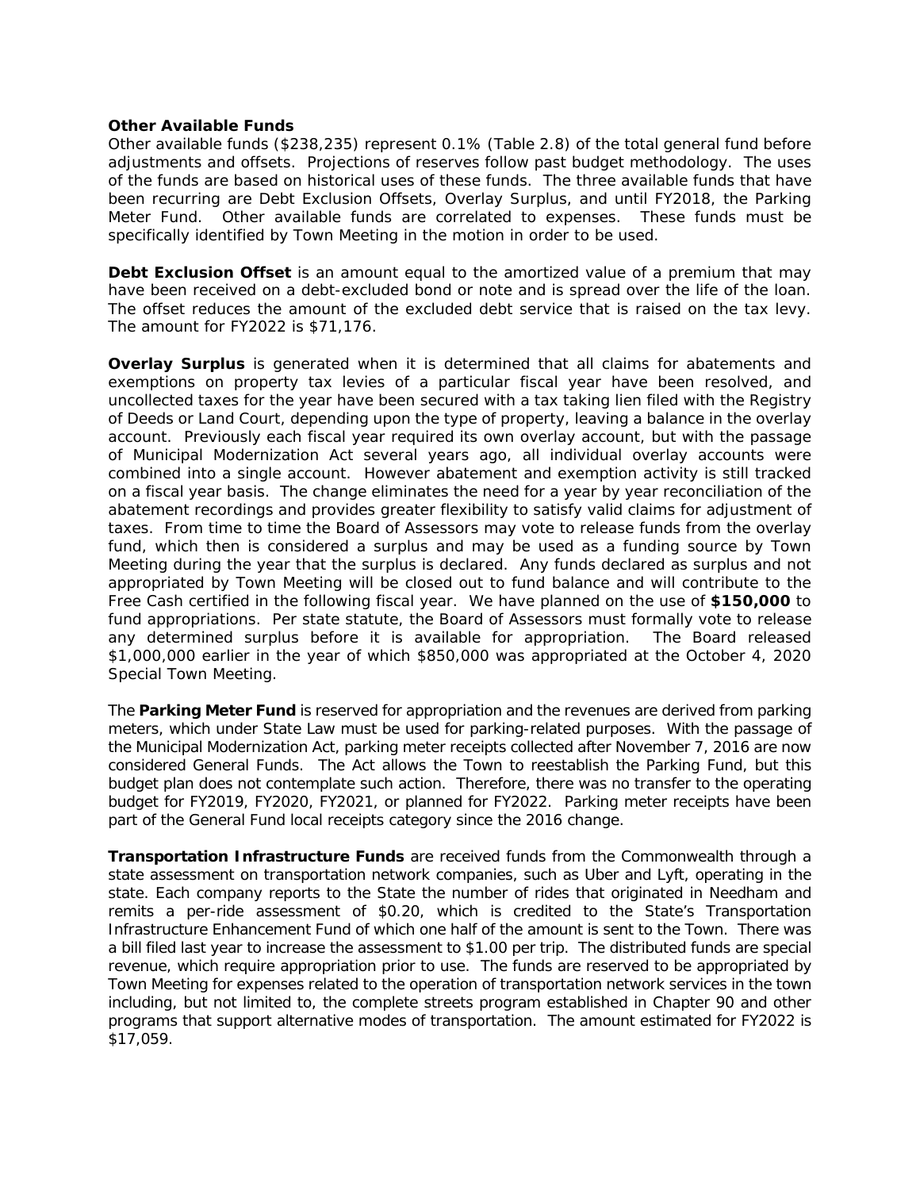**Other Available Funds**

Other available funds ($238,235) represent 0.1% (Table 2.8) of the total general fund before adjustments and offsets. Projections of reserves follow past budget methodology. The uses of the funds are based on historical uses of these funds. The three available funds that have been recurring are Debt Exclusion Offsets, Overlay Surplus, and until FY2018, the Parking Meter Fund. Other available funds are correlated to expenses. These funds must be specifically identified by Town Meeting in the motion in order to be used.

**Debt Exclusion Offset** is an amount equal to the amortized value of a premium that may have been received on a debt-excluded bond or note and is spread over the life of the loan. The offset reduces the amount of the excluded debt service that is raised on the tax levy. The amount for FY2022 is $71,176.

**Overlay Surplus** is generated when it is determined that all claims for abatements and exemptions on property tax levies of a particular fiscal year have been resolved, and uncollected taxes for the year have been secured with a tax taking lien filed with the Registry of Deeds or Land Court, depending upon the type of property, leaving a balance in the overlay account. Previously each fiscal year required its own overlay account, but with the passage of Municipal Modernization Act several years ago, all individual overlay accounts were combined into a single account. However abatement and exemption activity is still tracked on a fiscal year basis. The change eliminates the need for a year by year reconciliation of the abatement recordings and provides greater flexibility to satisfy valid claims for adjustment of taxes. From time to time the Board of Assessors may vote to release funds from the overlay fund, which then is considered a surplus and may be used as a funding source by Town Meeting during the year that the surplus is declared. Any funds declared as surplus and not appropriated by Town Meeting will be closed out to fund balance and will contribute to the Free Cash certified in the following fiscal year. We have planned on the use of **$150,000** to fund appropriations. Per state statute, the Board of Assessors must formally vote to release any determined surplus before it is available for appropriation. The Board released $1,000,000 earlier in the year of which $850,000 was appropriated at the October 4, 2020 Special Town Meeting.

The **Parking Meter Fund** is reserved for appropriation and the revenues are derived from parking meters, which under State Law must be used for parking-related purposes. With the passage of the Municipal Modernization Act, parking meter receipts collected after November 7, 2016 are now considered General Funds. The Act allows the Town to reestablish the Parking Fund, but this budget plan does not contemplate such action. Therefore, there was no transfer to the operating budget for FY2019, FY2020, FY2021, or planned for FY2022. Parking meter receipts have been part of the General Fund local receipts category since the 2016 change.

**Transportation Infrastructure Funds** are received funds from the Commonwealth through a state assessment on transportation network companies, such as Uber and Lyft, operating in the state. Each company reports to the State the number of rides that originated in Needham and remits a per-ride assessment of $0.20, which is credited to the State's Transportation Infrastructure Enhancement Fund of which one half of the amount is sent to the Town. There was a bill filed last year to increase the assessment to $1.00 per trip. The distributed funds are special revenue, which require appropriation prior to use. The funds are reserved to be appropriated by Town Meeting for expenses related to the operation of transportation network services in the town including, but not limited to, the complete streets program established in Chapter 90 and other programs that support alternative modes of transportation. The amount estimated for FY2022 is $17,059.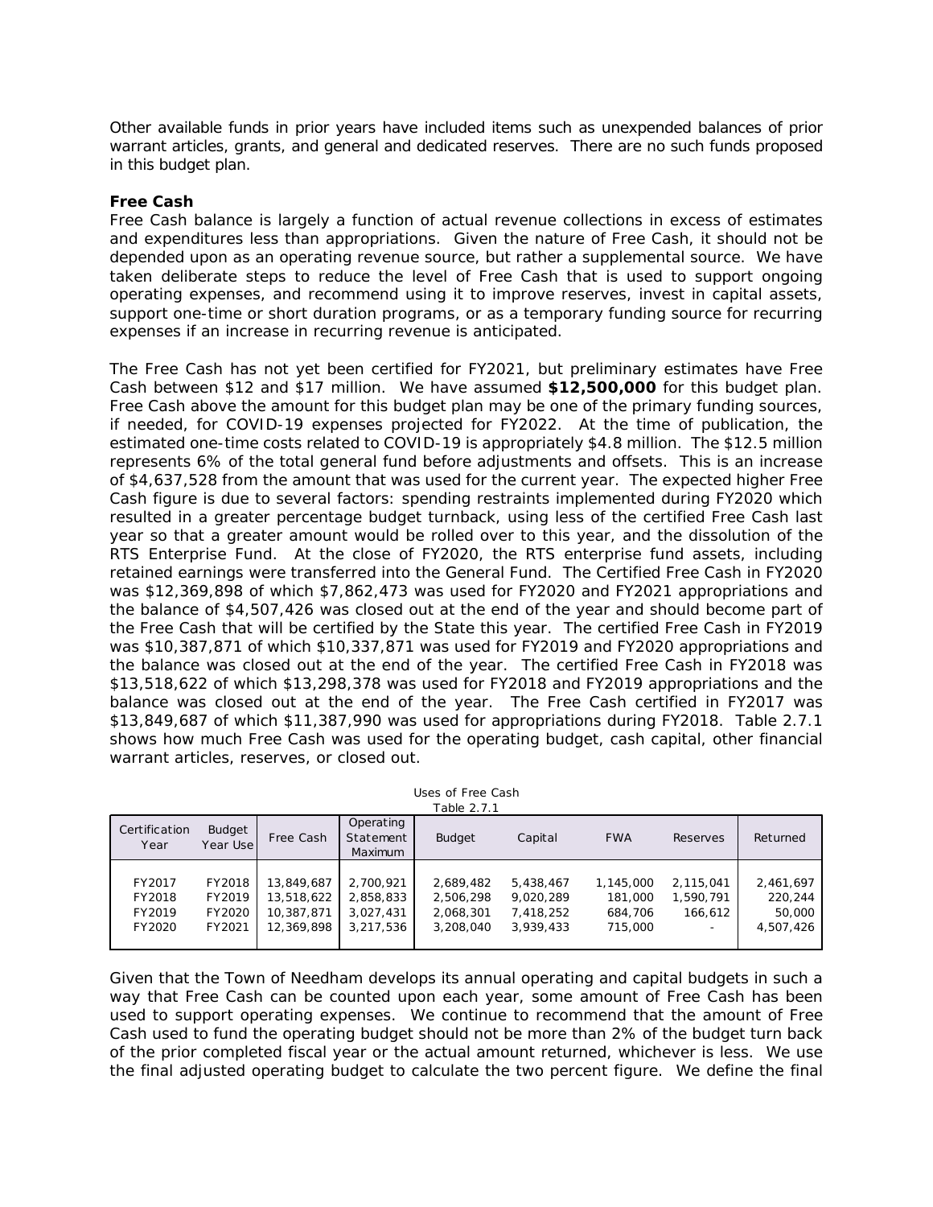Other available funds in prior years have included items such as unexpended balances of prior warrant articles, grants, and general and dedicated reserves. There are no such funds proposed in this budget plan.

### Free Cash

Free Cash balance is largely a function of actual revenue collections in excess of estimates and expenditures less than appropriations. Given the nature of Free Cash, it should not be depended upon as an operating revenue source, but rather a supplemental source. We have taken deliberate steps to reduce the level of Free Cash that is used to support ongoing operating expenses, and recommend using it to improve reserves, invest in capital assets, support one-time or short duration programs, or as a temporary funding source for recurring expenses if an increase in recurring revenue is anticipated.

The Free Cash has not yet been certified for FY2021, but preliminary estimates have Free Cash between $12 and $17 million. We have assumed **$12,500,000** for this budget plan. Free Cash above the amount for this budget plan may be one of the primary funding sources, if needed, for COVID-19 expenses projected for FY2022. At the time of publication, the estimated one-time costs related to COVID-19 is appropriately $4.8 million. The $12.5 million represents 6% of the total general fund before adjustments and offsets. This is an increase of $4,637,528 from the amount that was used for the current year. The expected higher Free Cash figure is due to several factors: spending restraints implemented during FY2020 which resulted in a greater percentage budget turnback, using less of the certified Free Cash last year so that a greater amount would be rolled over to this year, and the dissolution of the RTS Enterprise Fund. At the close of FY2020, the RTS enterprise fund assets, including retained earnings were transferred into the General Fund. The Certified Free Cash in FY2020 was $12,369,898 of which $7,862,473 was used for FY2020 and FY2021 appropriations and the balance of $4,507,426 was closed out at the end of the year and should become part of the Free Cash that will be certified by the State this year. The certified Free Cash in FY2019 was $10,387,871 of which $10,337,871 was used for FY2019 and FY2020 appropriations and the balance was closed out at the end of the year. The certified Free Cash in FY2018 was $13,518,622 of which $13,298,378 was used for FY2018 and FY2019 appropriations and the balance was closed out at the end of the year. The Free Cash certified in FY2017 was $13,849,687 of which $11,387,990 was used for appropriations during FY2018. Table 2.7.1 shows how much Free Cash was used for the operating budget, cash capital, other financial warrant articles, reserves, or closed out.

Uses of Free Cash
Table 2.7.1

| Certification Year | Budget Year Use | Free Cash | Operating Statement Maximum | Budget | Capital | FWA | Reserves | Returned |
|---|---|---|---|---|---|---|---|---|
| FY2017 | FY2018 | 13,849,687 | 2,700,921 | 2,689,482 | 5,438,467 | 1,145,000 | 2,115,041 | 2,461,697 |
| FY2018 | FY2019 | 13,518,622 | 2,858,833 | 2,506,298 | 9,020,289 | 181,000 | 1,590,791 | 220,244 |
| FY2019 | FY2020 | 10,387,871 | 3,027,431 | 2,068,301 | 7,418,252 | 684,706 | 166,612 | 50,000 |
| FY2020 | FY2021 | 12,369,898 | 3,217,536 | 3,208,040 | 3,939,433 | 715,000 | - | 4,507,426 |

Given that the Town of Needham develops its annual operating and capital budgets in such a way that Free Cash can be counted upon each year, some amount of Free Cash has been used to support operating expenses. We continue to recommend that the amount of Free Cash used to fund the operating budget should not be more than 2% of the budget turn back of the prior completed fiscal year or the actual amount returned, whichever is less. We use the final adjusted operating budget to calculate the two percent figure. We define the final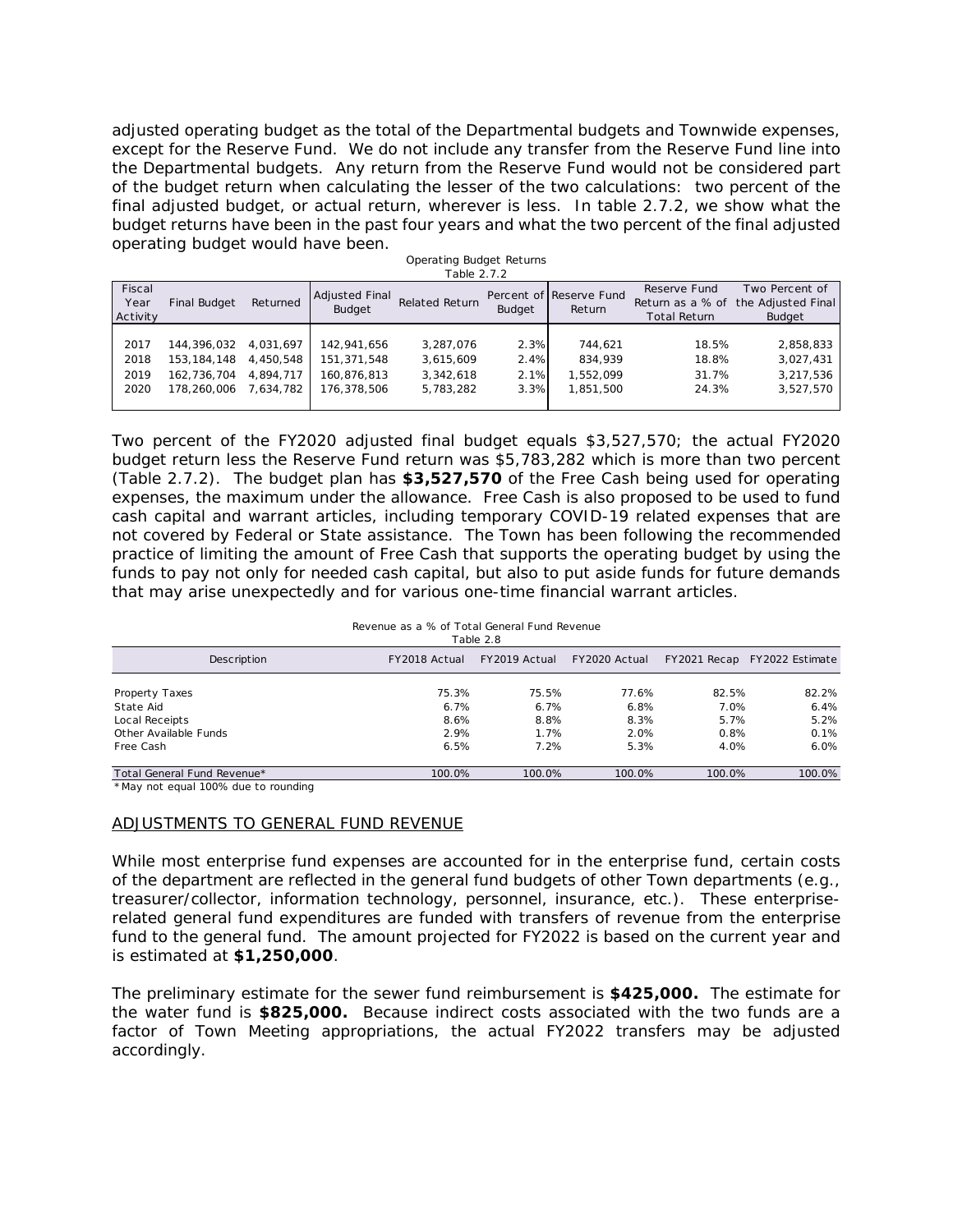adjusted operating budget as the total of the Departmental budgets and Townwide expenses, except for the Reserve Fund. We do not include any transfer from the Reserve Fund line into the Departmental budgets. Any return from the Reserve Fund would not be considered part of the budget return when calculating the lesser of the two calculations: two percent of the final adjusted budget, or actual return, wherever is less. In table 2.7.2, we show what the budget returns have been in the past four years and what the two percent of the final adjusted operating budget would have been.

Operating Budget Returns
Table 2.7.2

| Fiscal Year Activity | Final Budget | Returned | Adjusted Final Budget | Related Return | Percent of Budget | Reserve Fund Return | Reserve Fund Return as a % of Total Return | Two Percent of the Adjusted Final Budget |
|---|---|---|---|---|---|---|---|---|
| 2017 | 144,396,032 | 4,031,697 | 142,941,656 | 3,287,076 | 2.3% | 744,621 | 18.5% | 2,858,833 |
| 2018 | 153,184,148 | 4,450,548 | 151,371,548 | 3,615,609 | 2.4% | 834,939 | 18.8% | 3,027,431 |
| 2019 | 162,736,704 | 4,894,717 | 160,876,813 | 3,342,618 | 2.1% | 1,552,099 | 31.7% | 3,217,536 |
| 2020 | 178,260,006 | 7,634,782 | 176,378,506 | 5,783,282 | 3.3% | 1,851,500 | 24.3% | 3,527,570 |

Two percent of the FY2020 adjusted final budget equals $3,527,570; the actual FY2020 budget return less the Reserve Fund return was $5,783,282 which is more than two percent (Table 2.7.2). The budget plan has **$3,527,570** of the Free Cash being used for operating expenses, the maximum under the allowance. Free Cash is also proposed to be used to fund cash capital and warrant articles, including temporary COVID-19 related expenses that are not covered by Federal or State assistance. The Town has been following the recommended practice of limiting the amount of Free Cash that supports the operating budget by using the funds to pay not only for needed cash capital, but also to put aside funds for future demands that may arise unexpectedly and for various one-time financial warrant articles.

Revenue as a % of Total General Fund Revenue
Table 2.8

| Description | FY2018 Actual | FY2019 Actual | FY2020 Actual | FY2021 Recap | FY2022 Estimate |
|---|---|---|---|---|---|
| Property Taxes | 75.3% | 75.5% | 77.6% | 82.5% | 82.2% |
| State Aid | 6.7% | 6.7% | 6.8% | 7.0% | 6.4% |
| Local Receipts | 8.6% | 8.8% | 8.3% | 5.7% | 5.2% |
| Other Available Funds | 2.9% | 1.7% | 2.0% | 0.8% | 0.1% |
| Free Cash | 6.5% | 7.2% | 5.3% | 4.0% | 6.0% |
| Total General Fund Revenue* | 100.0% | 100.0% | 100.0% | 100.0% | 100.0% |

*May not equal 100% due to rounding

## ADJUSTMENTS TO GENERAL FUND REVENUE

While most enterprise fund expenses are accounted for in the enterprise fund, certain costs of the department are reflected in the general fund budgets of other Town departments (e.g., treasurer/collector, information technology, personnel, insurance, etc.). These enterprise-related general fund expenditures are funded with transfers of revenue from the enterprise fund to the general fund. The amount projected for FY2022 is based on the current year and is estimated at **$1,250,000**.

The preliminary estimate for the sewer fund reimbursement is **$425,000.** The estimate for the water fund is **$825,000.** Because indirect costs associated with the two funds are a factor of Town Meeting appropriations, the actual FY2022 transfers may be adjusted accordingly.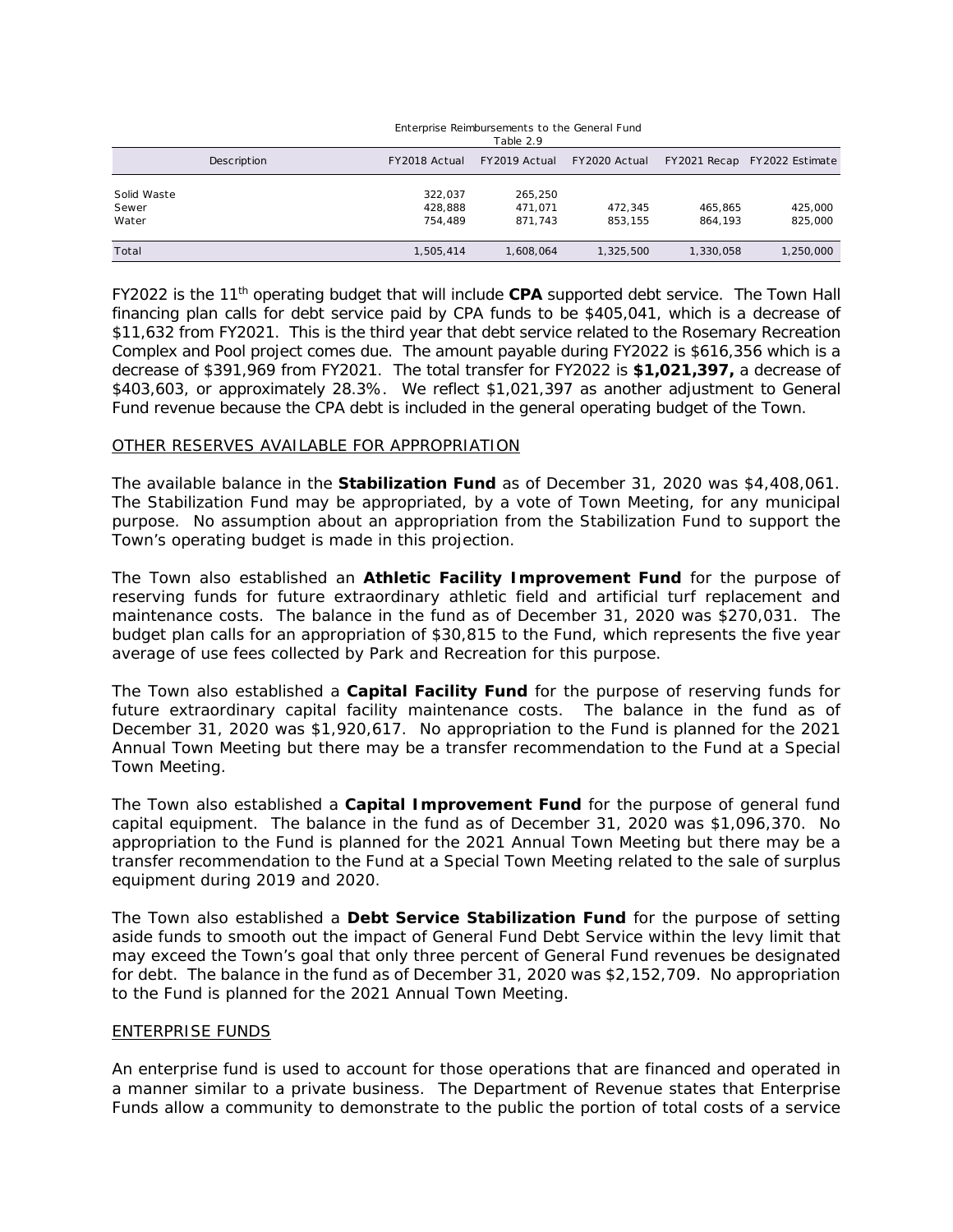Enterprise Reimbursements to the General Fund
Table 2.9

| Description | FY2018 Actual | FY2019 Actual | FY2020 Actual | FY2021 Recap | FY2022 Estimate |
|---|---|---|---|---|---|
| Solid Waste | 322,037 | 265,250 | | | |
| Sewer | 428,888 | 471,071 | 472,345 | 465,865 | 425,000 |
| Water | 754,489 | 871,743 | 853,155 | 864,193 | 825,000 |
| Total | 1,505,414 | 1,608,064 | 1,325,500 | 1,330,058 | 1,250,000 |

FY2022 is the 11th operating budget that will include **CPA** supported debt service. The Town Hall financing plan calls for debt service paid by CPA funds to be $405,041, which is a decrease of $11,632 from FY2021. This is the third year that debt service related to the Rosemary Recreation Complex and Pool project comes due. The amount payable during FY2022 is $616,356 which is a decrease of $391,969 from FY2021. The total transfer for FY2022 is **$1,021,397,** a decrease of $403,603, or approximately 28.3%. We reflect $1,021,397 as another adjustment to General Fund revenue because the CPA debt is included in the general operating budget of the Town.

OTHER RESERVES AVAILABLE FOR APPROPRIATION

The available balance in the **Stabilization Fund** as of December 31, 2020 was $4,408,061. The Stabilization Fund may be appropriated, by a vote of Town Meeting, for any municipal purpose. No assumption about an appropriation from the Stabilization Fund to support the Town's operating budget is made in this projection.

The Town also established an **Athletic Facility Improvement Fund** for the purpose of reserving funds for future extraordinary athletic field and artificial turf replacement and maintenance costs. The balance in the fund as of December 31, 2020 was $270,031. The budget plan calls for an appropriation of $30,815 to the Fund, which represents the five year average of use fees collected by Park and Recreation for this purpose.

The Town also established a **Capital Facility Fund** for the purpose of reserving funds for future extraordinary capital facility maintenance costs. The balance in the fund as of December 31, 2020 was $1,920,617. No appropriation to the Fund is planned for the 2021 Annual Town Meeting but there may be a transfer recommendation to the Fund at a Special Town Meeting.

The Town also established a **Capital Improvement Fund** for the purpose of general fund capital equipment. The balance in the fund as of December 31, 2020 was $1,096,370. No appropriation to the Fund is planned for the 2021 Annual Town Meeting but there may be a transfer recommendation to the Fund at a Special Town Meeting related to the sale of surplus equipment during 2019 and 2020.

The Town also established a **Debt Service Stabilization Fund** for the purpose of setting aside funds to smooth out the impact of General Fund Debt Service within the levy limit that may exceed the Town's goal that only three percent of General Fund revenues be designated for debt. The balance in the fund as of December 31, 2020 was $2,152,709. No appropriation to the Fund is planned for the 2021 Annual Town Meeting.

ENTERPRISE FUNDS

An enterprise fund is used to account for those operations that are financed and operated in a manner similar to a private business. The Department of Revenue states that Enterprise Funds allow a community to demonstrate to the public the portion of total costs of a service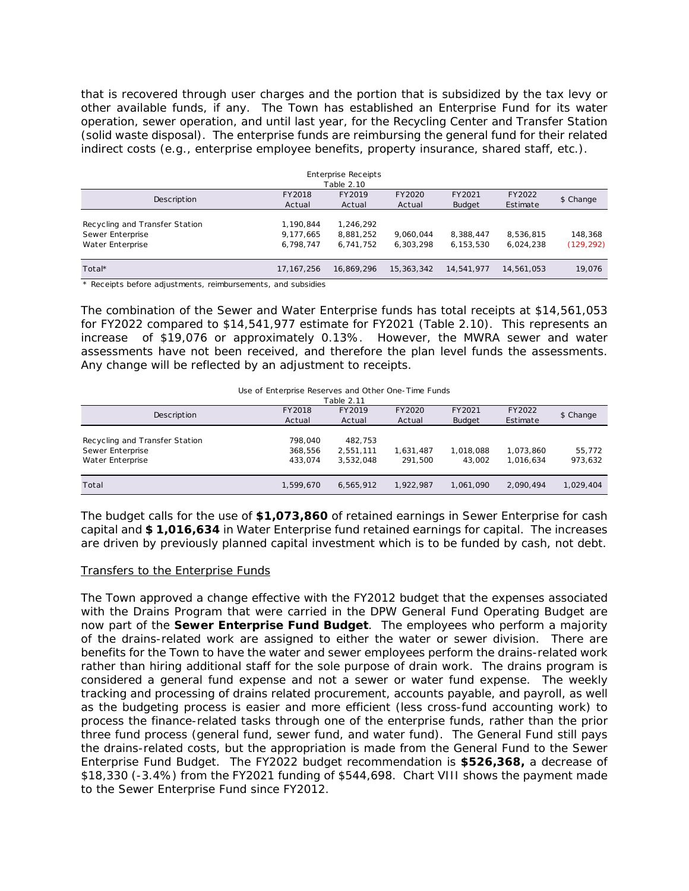that is recovered through user charges and the portion that is subsidized by the tax levy or other available funds, if any. The Town has established an Enterprise Fund for its water operation, sewer operation, and until last year, for the Recycling Center and Transfer Station (solid waste disposal). The enterprise funds are reimbursing the general fund for their related indirect costs (e.g., enterprise employee benefits, property insurance, shared staff, etc.).

Enterprise Receipts
Table 2.10

| Description | FY2018 Actual | FY2019 Actual | FY2020 Actual | FY2021 Budget | FY2022 Estimate | $ Change |
|---|---|---|---|---|---|---|
| Recycling and Transfer Station | 1,190,844 | 1,246,292 | | | | |
| Sewer Enterprise | 9,177,665 | 8,881,252 | 9,060,044 | 8,388,447 | 8,536,815 | 148,368 |
| Water Enterprise | 6,798,747 | 6,741,752 | 6,303,298 | 6,153,530 | 6,024,238 | (129,292) |
| Total* | 17,167,256 | 16,869,296 | 15,363,342 | 14,541,977 | 14,561,053 | 19,076 |

* Receipts before adjustments, reimbursements, and subsidies

The combination of the Sewer and Water Enterprise funds has total receipts at $14,561,053 for FY2022 compared to $14,541,977 estimate for FY2021 (Table 2.10). This represents an increase of $19,076 or approximately 0.13%. However, the MWRA sewer and water assessments have not been received, and therefore the plan level funds the assessments. Any change will be reflected by an adjustment to receipts.

Use of Enterprise Reserves and Other One-Time Funds
Table 2.11

| Description | FY2018 Actual | FY2019 Actual | FY2020 Actual | FY2021 Budget | FY2022 Estimate | $ Change |
|---|---|---|---|---|---|---|
| Recycling and Transfer Station | 798,040 | 482,753 | | | | |
| Sewer Enterprise | 368,556 | 2,551,111 | 1,631,487 | 1,018,088 | 1,073,860 | 55,772 |
| Water Enterprise | 433,074 | 3,532,048 | 291,500 | 43,002 | 1,016,634 | 973,632 |
| Total | 1,599,670 | 6,565,912 | 1,922,987 | 1,061,090 | 2,090,494 | 1,029,404 |

The budget calls for the use of **$1,073,860** of retained earnings in Sewer Enterprise for cash capital and **$ 1,016,634** in Water Enterprise fund retained earnings for capital. The increases are driven by previously planned capital investment which is to be funded by cash, not debt.

Transfers to the Enterprise Funds

The Town approved a change effective with the FY2012 budget that the expenses associated with the Drains Program that were carried in the DPW General Fund Operating Budget are now part of the **Sewer Enterprise Fund Budget**. The employees who perform a majority of the drains-related work are assigned to either the water or sewer division. There are benefits for the Town to have the water and sewer employees perform the drains-related work rather than hiring additional staff for the sole purpose of drain work. The drains program is considered a general fund expense and not a sewer or water fund expense. The weekly tracking and processing of drains related procurement, accounts payable, and payroll, as well as the budgeting process is easier and more efficient (less cross-fund accounting work) to process the finance-related tasks through one of the enterprise funds, rather than the prior three fund process (general fund, sewer fund, and water fund). The General Fund still pays the drains-related costs, but the appropriation is made from the General Fund to the Sewer Enterprise Fund Budget. The FY2022 budget recommendation is **$526,368,** a decrease of $18,330 (-3.4%) from the FY2021 funding of $544,698. Chart VIII shows the payment made to the Sewer Enterprise Fund since FY2012.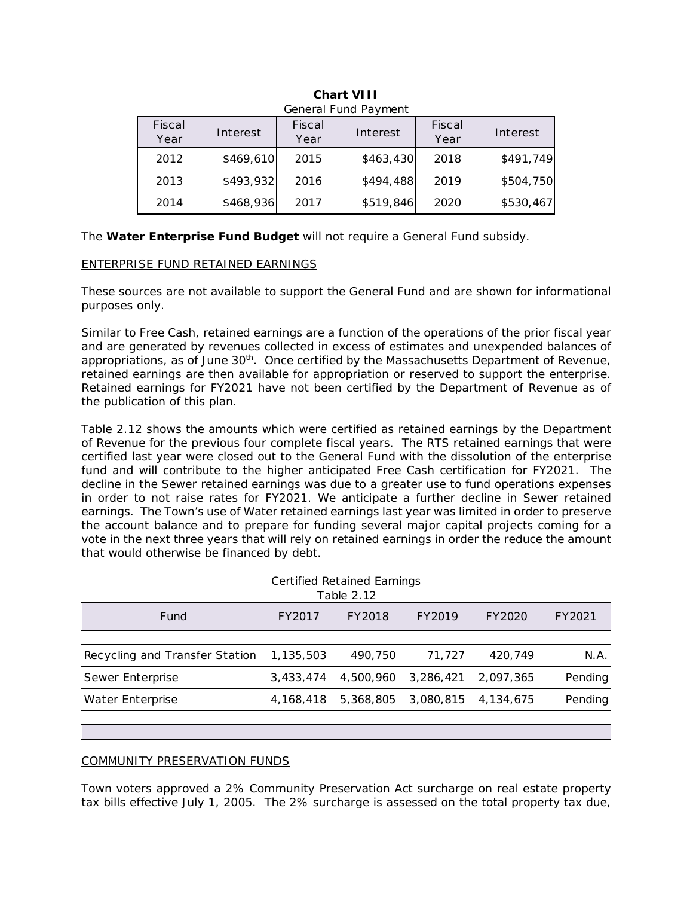**Chart VIII**

General Fund Payment

| Fiscal Year | Interest | Fiscal Year | Interest | Fiscal Year | Interest |
|---|---|---|---|---|---|
| 2012 | $469,610 | 2015 | $463,430 | 2018 | $491,749 |
| 2013 | $493,932 | 2016 | $494,488 | 2019 | $504,750 |
| 2014 | $468,936 | 2017 | $519,846 | 2020 | $530,467 |

The **Water Enterprise Fund Budget** will not require a General Fund subsidy.

ENTERPRISE FUND RETAINED EARNINGS

These sources are not available to support the General Fund and are shown for informational purposes only.

Similar to Free Cash, retained earnings are a function of the operations of the prior fiscal year and are generated by revenues collected in excess of estimates and unexpended balances of appropriations, as of June 30th. Once certified by the Massachusetts Department of Revenue, retained earnings are then available for appropriation or reserved to support the enterprise. Retained earnings for FY2021 have not been certified by the Department of Revenue as of the publication of this plan.

Table 2.12 shows the amounts which were certified as retained earnings by the Department of Revenue for the previous four complete fiscal years. The RTS retained earnings that were certified last year were closed out to the General Fund with the dissolution of the enterprise fund and will contribute to the higher anticipated Free Cash certification for FY2021. The decline in the Sewer retained earnings was due to a greater use to fund operations expenses in order to not raise rates for FY2021. We anticipate a further decline in Sewer retained earnings. The Town's use of Water retained earnings last year was limited in order to preserve the account balance and to prepare for funding several major capital projects coming for a vote in the next three years that will rely on retained earnings in order the reduce the amount that would otherwise be financed by debt.

Certified Retained Earnings
Table 2.12

| Fund | FY2017 | FY2018 | FY2019 | FY2020 | FY2021 |
|---|---|---|---|---|---|
| Recycling and Transfer Station | 1,135,503 | 490,750 | 71,727 | 420,749 | N.A. |
| Sewer Enterprise | 3,433,474 | 4,500,960 | 3,286,421 | 2,097,365 | Pending |
| Water Enterprise | 4,168,418 | 5,368,805 | 3,080,815 | 4,134,675 | Pending |

COMMUNITY PRESERVATION FUNDS

Town voters approved a 2% Community Preservation Act surcharge on real estate property tax bills effective July 1, 2005. The 2% surcharge is assessed on the total property tax due,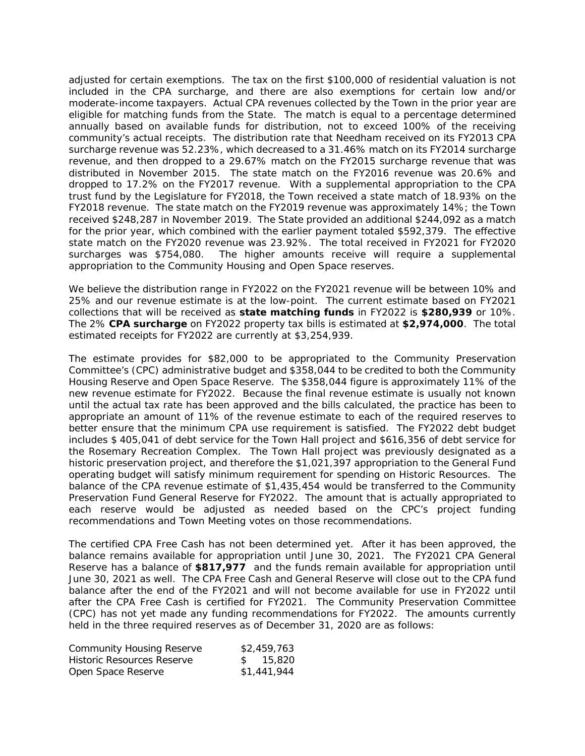adjusted for certain exemptions. The tax on the first $100,000 of residential valuation is not included in the CPA surcharge, and there are also exemptions for certain low and/or moderate-income taxpayers. Actual CPA revenues collected by the Town in the prior year are eligible for matching funds from the State. The match is equal to a percentage determined annually based on available funds for distribution, not to exceed 100% of the receiving community's actual receipts. The distribution rate that Needham received on its FY2013 CPA surcharge revenue was 52.23%, which decreased to a 31.46% match on its FY2014 surcharge revenue, and then dropped to a 29.67% match on the FY2015 surcharge revenue that was distributed in November 2015. The state match on the FY2016 revenue was 20.6% and dropped to 17.2% on the FY2017 revenue. With a supplemental appropriation to the CPA trust fund by the Legislature for FY2018, the Town received a state match of 18.93% on the FY2018 revenue. The state match on the FY2019 revenue was approximately 14%; the Town received $248,287 in November 2019. The State provided an additional $244,092 as a match for the prior year, which combined with the earlier payment totaled $592,379. The effective state match on the FY2020 revenue was 23.92%. The total received in FY2021 for FY2020 surcharges was $754,080. The higher amounts receive will require a supplemental appropriation to the Community Housing and Open Space reserves.

We believe the distribution range in FY2022 on the FY2021 revenue will be between 10% and 25% and our revenue estimate is at the low-point. The current estimate based on FY2021 collections that will be received as **state matching funds** in FY2022 is **$280,939** or 10%. The 2% **CPA surcharge** on FY2022 property tax bills is estimated at **$2,974,000**. The total estimated receipts for FY2022 are currently at $3,254,939.

The estimate provides for $82,000 to be appropriated to the Community Preservation Committee's (CPC) administrative budget and $358,044 to be credited to both the Community Housing Reserve and Open Space Reserve. The $358,044 figure is approximately 11% of the new revenue estimate for FY2022. Because the final revenue estimate is usually not known until the actual tax rate has been approved and the bills calculated, the practice has been to appropriate an amount of 11% of the revenue estimate to each of the required reserves to better ensure that the minimum CPA use requirement is satisfied. The FY2022 debt budget includes $ 405,041 of debt service for the Town Hall project and $616,356 of debt service for the Rosemary Recreation Complex. The Town Hall project was previously designated as a historic preservation project, and therefore the $1,021,397 appropriation to the General Fund operating budget will satisfy minimum requirement for spending on Historic Resources. The balance of the CPA revenue estimate of $1,435,454 would be transferred to the Community Preservation Fund General Reserve for FY2022. The amount that is actually appropriated to each reserve would be adjusted as needed based on the CPC's project funding recommendations and Town Meeting votes on those recommendations.

The certified CPA Free Cash has not been determined yet. After it has been approved, the balance remains available for appropriation until June 30, 2021. The FY2021 CPA General Reserve has a balance of **$817,977** and the funds remain available for appropriation until June 30, 2021 as well. The CPA Free Cash and General Reserve will close out to the CPA fund balance after the end of the FY2021 and will not become available for use in FY2022 until after the CPA Free Cash is certified for FY2021. The Community Preservation Committee (CPC) has not yet made any funding recommendations for FY2022. The amounts currently held in the three required reserves as of December 31, 2020 are as follows:

| | |
|---|---|
| Community Housing Reserve | $2,459,763 |
| Historic Resources Reserve | $ 15,820 |
| Open Space Reserve | $1,441,944 |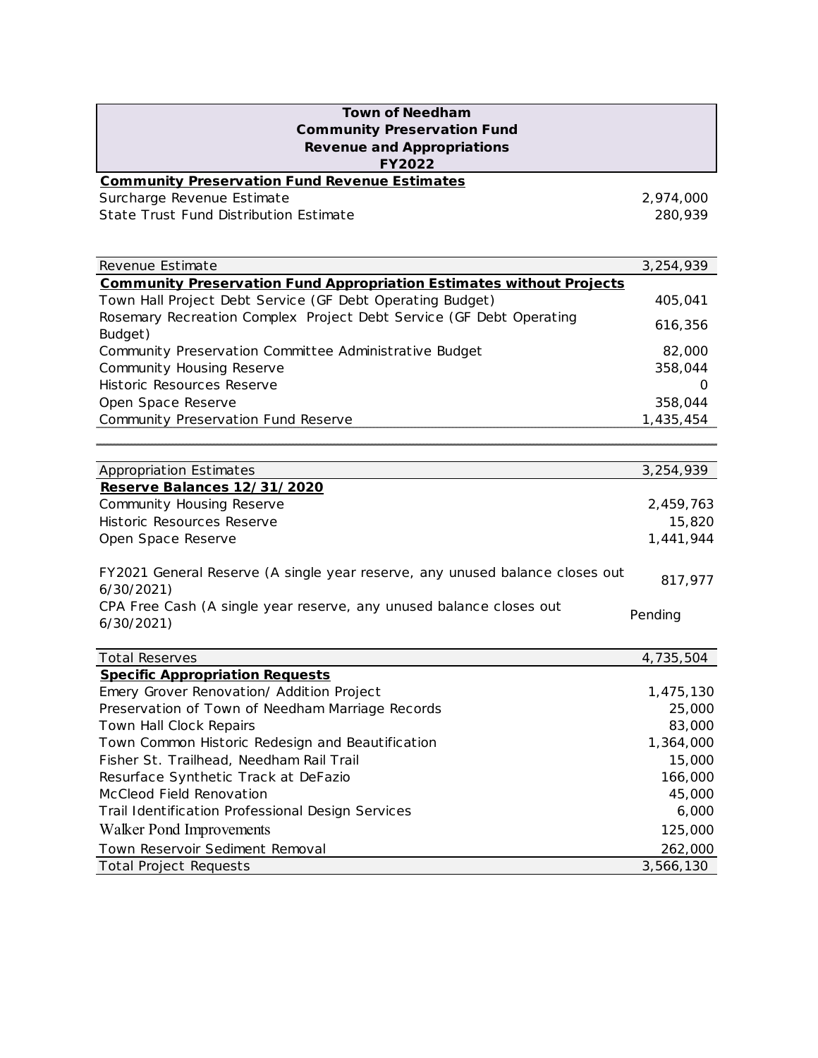# Town of Needham
## Community Preservation Fund
## Revenue and Appropriations
## FY2022

| | |
|---|---|
| **Community Preservation Fund Revenue Estimates** | |
| Surcharge Revenue Estimate | 2,974,000 |
| State Trust Fund Distribution Estimate | 280,939 |
| | |
| Revenue Estimate | 3,254,939 |
| **Community Preservation Fund Appropriation Estimates without Projects** | |
| Town Hall Project Debt Service (GF Debt Operating Budget) | 405,041 |
| Rosemary Recreation Complex Project Debt Service (GF Debt Operating Budget) | 616,356 |
| Community Preservation Committee Administrative Budget | 82,000 |
| Community Housing Reserve | 358,044 |
| Historic Resources Reserve | 0 |
| Open Space Reserve | 358,044 |
| Community Preservation Fund Reserve | 1,435,454 |
| | |
| Appropriation Estimates | 3,254,939 |
| **Reserve Balances 12/31/2020** | |
| Community Housing Reserve | 2,459,763 |
| Historic Resources Reserve | 15,820 |
| Open Space Reserve | 1,441,944 |
| FY2021 General Reserve (A single year reserve, any unused balance closes out 6/30/2021) | 817,977 |
| CPA Free Cash (A single year reserve, any unused balance closes out 6/30/2021) | Pending |
| | |
| Total Reserves | 4,735,504 |
| **Specific Appropriation Requests** | |
| Emery Grover Renovation/ Addition Project | 1,475,130 |
| Preservation of Town of Needham Marriage Records | 25,000 |
| Town Hall Clock Repairs | 83,000 |
| Town Common Historic Redesign and Beautification | 1,364,000 |
| Fisher St. Trailhead, Needham Rail Trail | 15,000 |
| Resurface Synthetic Track at DeFazio | 166,000 |
| McCleod Field Renovation | 45,000 |
| Trail Identification Professional Design Services | 6,000 |
| Walker Pond Improvements | 125,000 |
| Town Reservoir Sediment Removal | 262,000 |
| Total Project Requests | 3,566,130 |